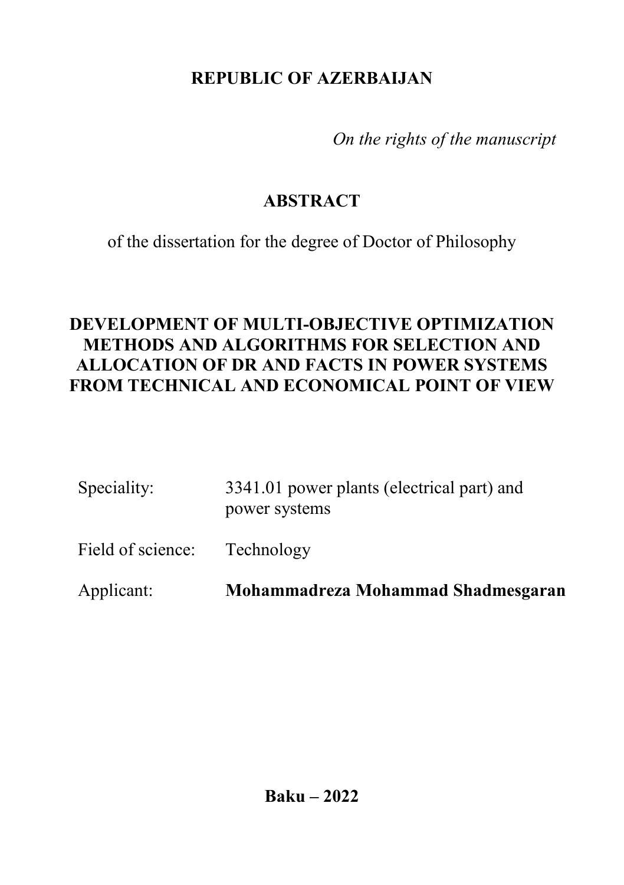**REPUBLIC OF AZERBAIJAN**

*On the rights of the manuscript*

# ABSTRACT

of the dissertation for the degree of Doctor of Philosophy

## DEVELOPMENT OF MULTI-OBJECTIVE OPTIMIZATION METHODS AND ALGORITHMS FOR SELECTION AND ALLOCATION OF DR AND FACTS IN POWER SYSTEMS FROM TECHNICAL AND ECONOMICAL POINT OF VIEW

Speciality: 3341.01 power plants (electrical part) and power systems

Field of science: Technology

Applicant: **Mohammadreza Mohammad Shadmesgaran**

**Baku – 2022**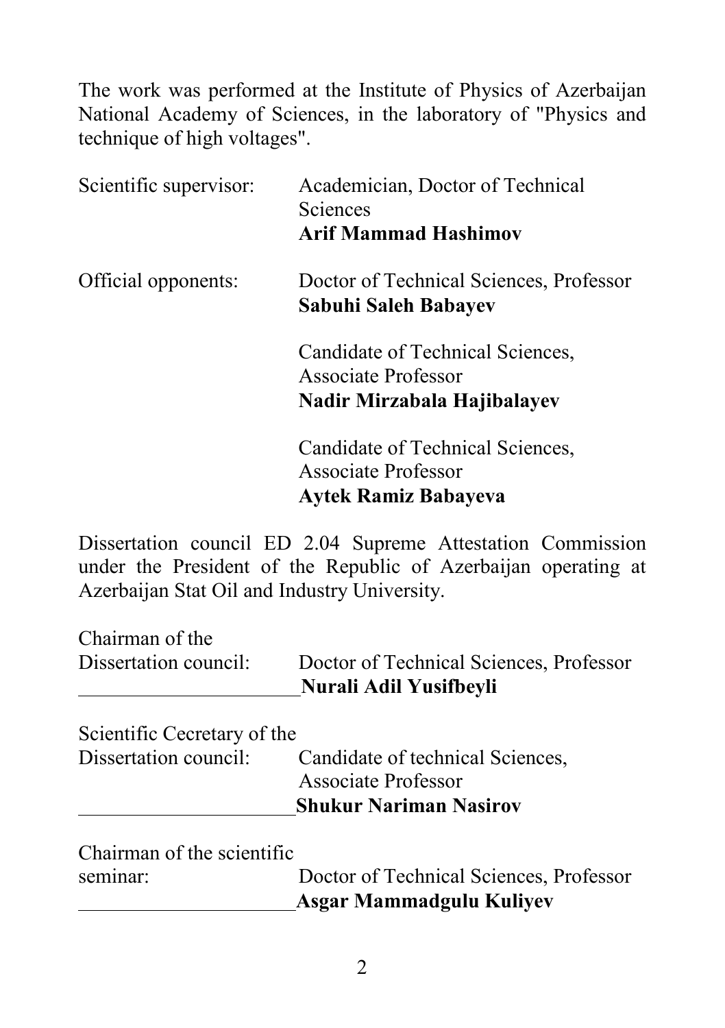The work was performed at the Institute of Physics of Azerbaijan National Academy of Sciences, in the laboratory of "Physics and technique of high voltages".

Scientific supervisor: Academician, Doctor of Technical Sciences
**Arif Mammad Hashimov**

Official opponents: Doctor of Technical Sciences, Professor
**Sabuhi Saleh Babayev**

Candidate of Technical Sciences, Associate Professor
**Nadir Mirzabala Hajibalayev**

Candidate of Technical Sciences, Associate Professor
**Aytek Ramiz Babayeva**

Dissertation council ED 2.04 Supreme Attestation Commission under the President of the Republic of Azerbaijan operating at Azerbaijan Stat Oil and Industry University.

Chairman of the Dissertation council: Doctor of Technical Sciences, Professor
______________________ **Nurali Adil Yusifbeyli**

Scientific Cecretary of the Dissertation council: Candidate of technical Sciences, Associate Professor
______________________ **Shukur Nariman Nasirov**

Chairman of the scientific seminar: Doctor of Technical Sciences, Professor
______________________ **Asgar Mammadgulu Kuliyev**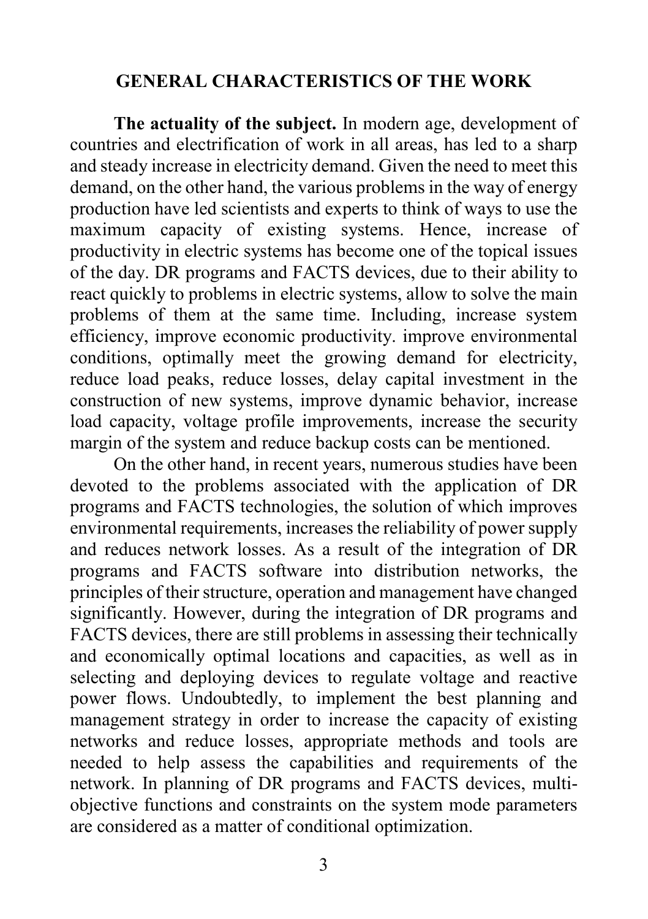## GENERAL CHARACTERISTICS OF THE WORK

**The actuality of the subject.** In modern age, development of countries and electrification of work in all areas, has led to a sharp and steady increase in electricity demand. Given the need to meet this demand, on the other hand, the various problems in the way of energy production have led scientists and experts to think of ways to use the maximum capacity of existing systems. Hence, increase of productivity in electric systems has become one of the topical issues of the day. DR programs and FACTS devices, due to their ability to react quickly to problems in electric systems, allow to solve the main problems of them at the same time. Including, increase system efficiency, improve economic productivity. improve environmental conditions, optimally meet the growing demand for electricity, reduce load peaks, reduce losses, delay capital investment in the construction of new systems, improve dynamic behavior, increase load capacity, voltage profile improvements, increase the security margin of the system and reduce backup costs can be mentioned.

On the other hand, in recent years, numerous studies have been devoted to the problems associated with the application of DR programs and FACTS technologies, the solution of which improves environmental requirements, increases the reliability of power supply and reduces network losses. As a result of the integration of DR programs and FACTS software into distribution networks, the principles of their structure, operation and management have changed significantly. However, during the integration of DR programs and FACTS devices, there are still problems in assessing their technically and economically optimal locations and capacities, as well as in selecting and deploying devices to regulate voltage and reactive power flows. Undoubtedly, to implement the best planning and management strategy in order to increase the capacity of existing networks and reduce losses, appropriate methods and tools are needed to help assess the capabilities and requirements of the network. In planning of DR programs and FACTS devices, multi-objective functions and constraints on the system mode parameters are considered as a matter of conditional optimization.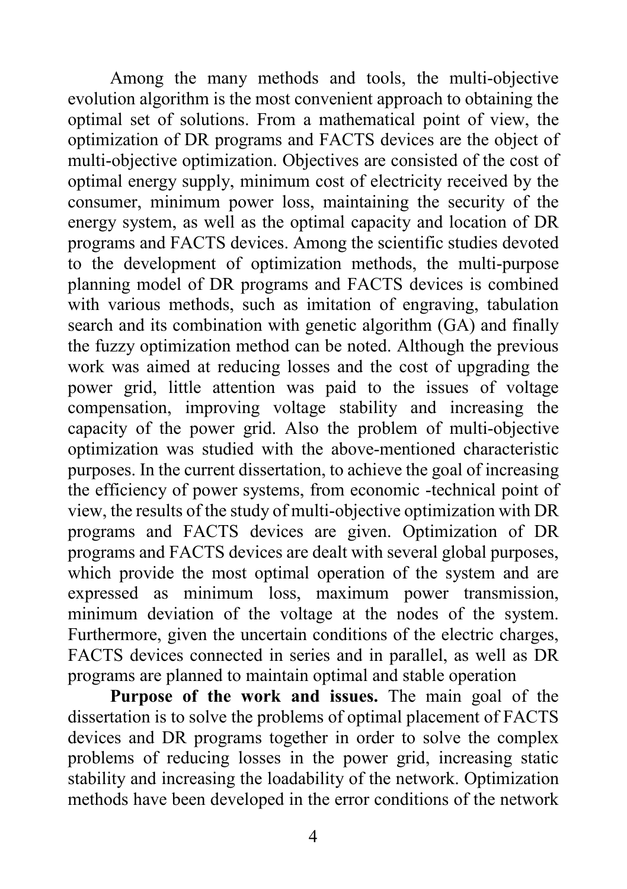Among the many methods and tools, the multi-objective evolution algorithm is the most convenient approach to obtaining the optimal set of solutions. From a mathematical point of view, the optimization of DR programs and FACTS devices are the object of multi-objective optimization. Objectives are consisted of the cost of optimal energy supply, minimum cost of electricity received by the consumer, minimum power loss, maintaining the security of the energy system, as well as the optimal capacity and location of DR programs and FACTS devices. Among the scientific studies devoted to the development of optimization methods, the multi-purpose planning model of DR programs and FACTS devices is combined with various methods, such as imitation of engraving, tabulation search and its combination with genetic algorithm (GA) and finally the fuzzy optimization method can be noted. Although the previous work was aimed at reducing losses and the cost of upgrading the power grid, little attention was paid to the issues of voltage compensation, improving voltage stability and increasing the capacity of the power grid. Also the problem of multi-objective optimization was studied with the above-mentioned characteristic purposes. In the current dissertation, to achieve the goal of increasing the efficiency of power systems, from economic -technical point of view, the results of the study of multi-objective optimization with DR programs and FACTS devices are given. Optimization of DR programs and FACTS devices are dealt with several global purposes, which provide the most optimal operation of the system and are expressed as minimum loss, maximum power transmission, minimum deviation of the voltage at the nodes of the system. Furthermore, given the uncertain conditions of the electric charges, FACTS devices connected in series and in parallel, as well as DR programs are planned to maintain optimal and stable operation

**Purpose of the work and issues.** The main goal of the dissertation is to solve the problems of optimal placement of FACTS devices and DR programs together in order to solve the complex problems of reducing losses in the power grid, increasing static stability and increasing the loadability of the network. Optimization methods have been developed in the error conditions of the network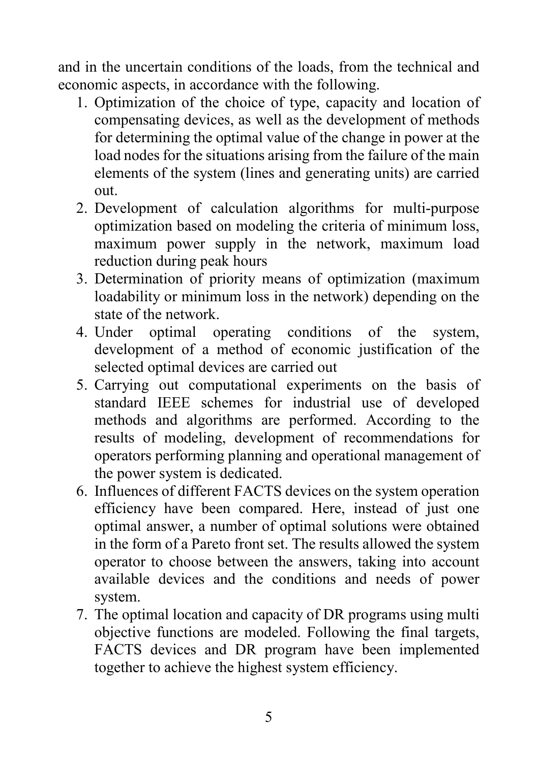and in the uncertain conditions of the loads, from the technical and economic aspects, in accordance with the following.

1. Optimization of the choice of type, capacity and location of compensating devices, as well as the development of methods for determining the optimal value of the change in power at the load nodes for the situations arising from the failure of the main elements of the system (lines and generating units) are carried out.
2. Development of calculation algorithms for multi-purpose optimization based on modeling the criteria of minimum loss, maximum power supply in the network, maximum load reduction during peak hours
3. Determination of priority means of optimization (maximum loadability or minimum loss in the network) depending on the state of the network.
4. Under optimal operating conditions of the system, development of a method of economic justification of the selected optimal devices are carried out
5. Carrying out computational experiments on the basis of standard IEEE schemes for industrial use of developed methods and algorithms are performed. According to the results of modeling, development of recommendations for operators performing planning and operational management of the power system is dedicated.
6. Influences of different FACTS devices on the system operation efficiency have been compared. Here, instead of just one optimal answer, a number of optimal solutions were obtained in the form of a Pareto front set. The results allowed the system operator to choose between the answers, taking into account available devices and the conditions and needs of power system.
7. The optimal location and capacity of DR programs using multi objective functions are modeled. Following the final targets, FACTS devices and DR program have been implemented together to achieve the highest system efficiency.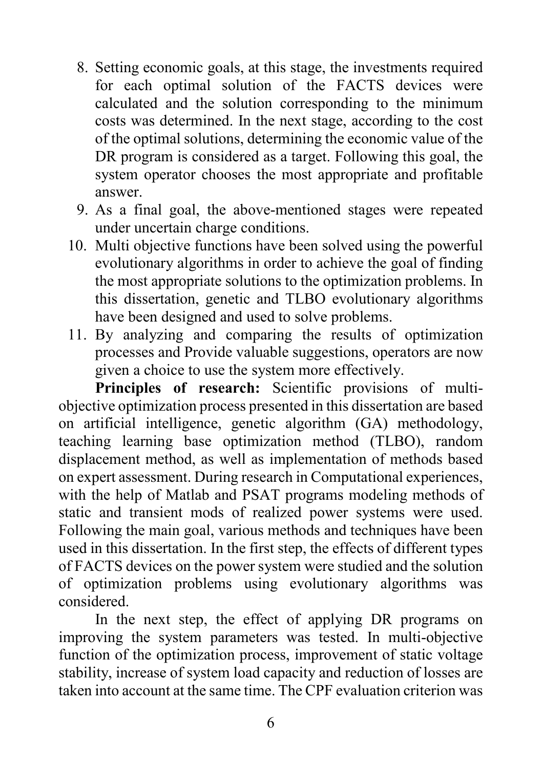8. Setting economic goals, at this stage, the investments required for each optimal solution of the FACTS devices were calculated and the solution corresponding to the minimum costs was determined. In the next stage, according to the cost of the optimal solutions, determining the economic value of the DR program is considered as a target. Following this goal, the system operator chooses the most appropriate and profitable answer.
9. As a final goal, the above-mentioned stages were repeated under uncertain charge conditions.
10. Multi objective functions have been solved using the powerful evolutionary algorithms in order to achieve the goal of finding the most appropriate solutions to the optimization problems. In this dissertation, genetic and TLBO evolutionary algorithms have been designed and used to solve problems.
11. By analyzing and comparing the results of optimization processes and Provide valuable suggestions, operators are now given a choice to use the system more effectively.

**Principles of research:** Scientific provisions of multi-objective optimization process presented in this dissertation are based on artificial intelligence, genetic algorithm (GA) methodology, teaching learning base optimization method (TLBO), random displacement method, as well as implementation of methods based on expert assessment. During research in Computational experiences, with the help of Matlab and PSAT programs modeling methods of static and transient mods of realized power systems were used. Following the main goal, various methods and techniques have been used in this dissertation. In the first step, the effects of different types of FACTS devices on the power system were studied and the solution of optimization problems using evolutionary algorithms was considered.

In the next step, the effect of applying DR programs on improving the system parameters was tested. In multi-objective function of the optimization process, improvement of static voltage stability, increase of system load capacity and reduction of losses are taken into account at the same time. The CPF evaluation criterion was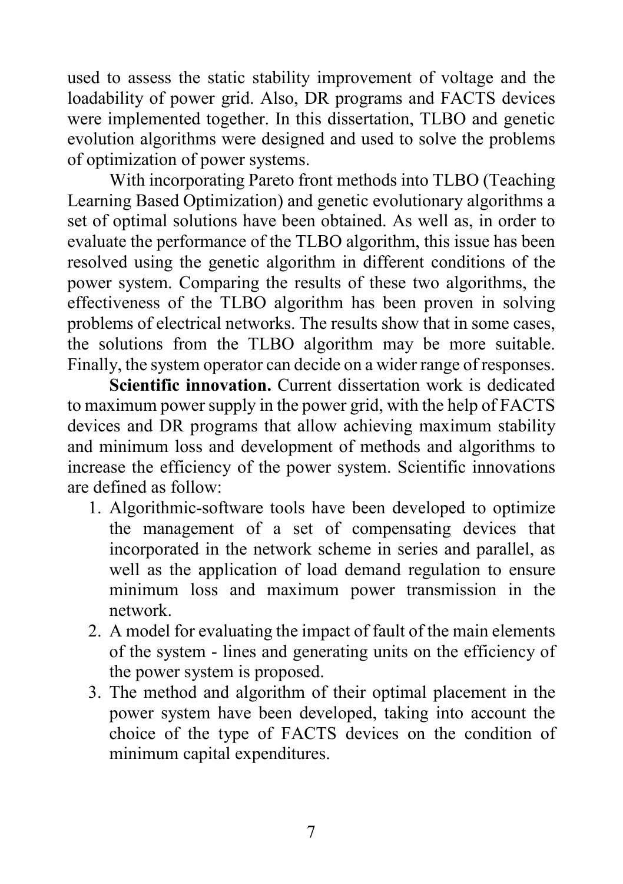used to assess the static stability improvement of voltage and the loadability of power grid. Also, DR programs and FACTS devices were implemented together. In this dissertation, TLBO and genetic evolution algorithms were designed and used to solve the problems of optimization of power systems.

With incorporating Pareto front methods into TLBO (Teaching Learning Based Optimization) and genetic evolutionary algorithms a set of optimal solutions have been obtained. As well as, in order to evaluate the performance of the TLBO algorithm, this issue has been resolved using the genetic algorithm in different conditions of the power system. Comparing the results of these two algorithms, the effectiveness of the TLBO algorithm has been proven in solving problems of electrical networks. The results show that in some cases, the solutions from the TLBO algorithm may be more suitable. Finally, the system operator can decide on a wider range of responses.

**Scientific innovation.** Current dissertation work is dedicated to maximum power supply in the power grid, with the help of FACTS devices and DR programs that allow achieving maximum stability and minimum loss and development of methods and algorithms to increase the efficiency of the power system. Scientific innovations are defined as follow:

1. Algorithmic-software tools have been developed to optimize the management of a set of compensating devices that incorporated in the network scheme in series and parallel, as well as the application of load demand regulation to ensure minimum loss and maximum power transmission in the network.
2. A model for evaluating the impact of fault of the main elements of the system - lines and generating units on the efficiency of the power system is proposed.
3. The method and algorithm of their optimal placement in the power system have been developed, taking into account the choice of the type of FACTS devices on the condition of minimum capital expenditures.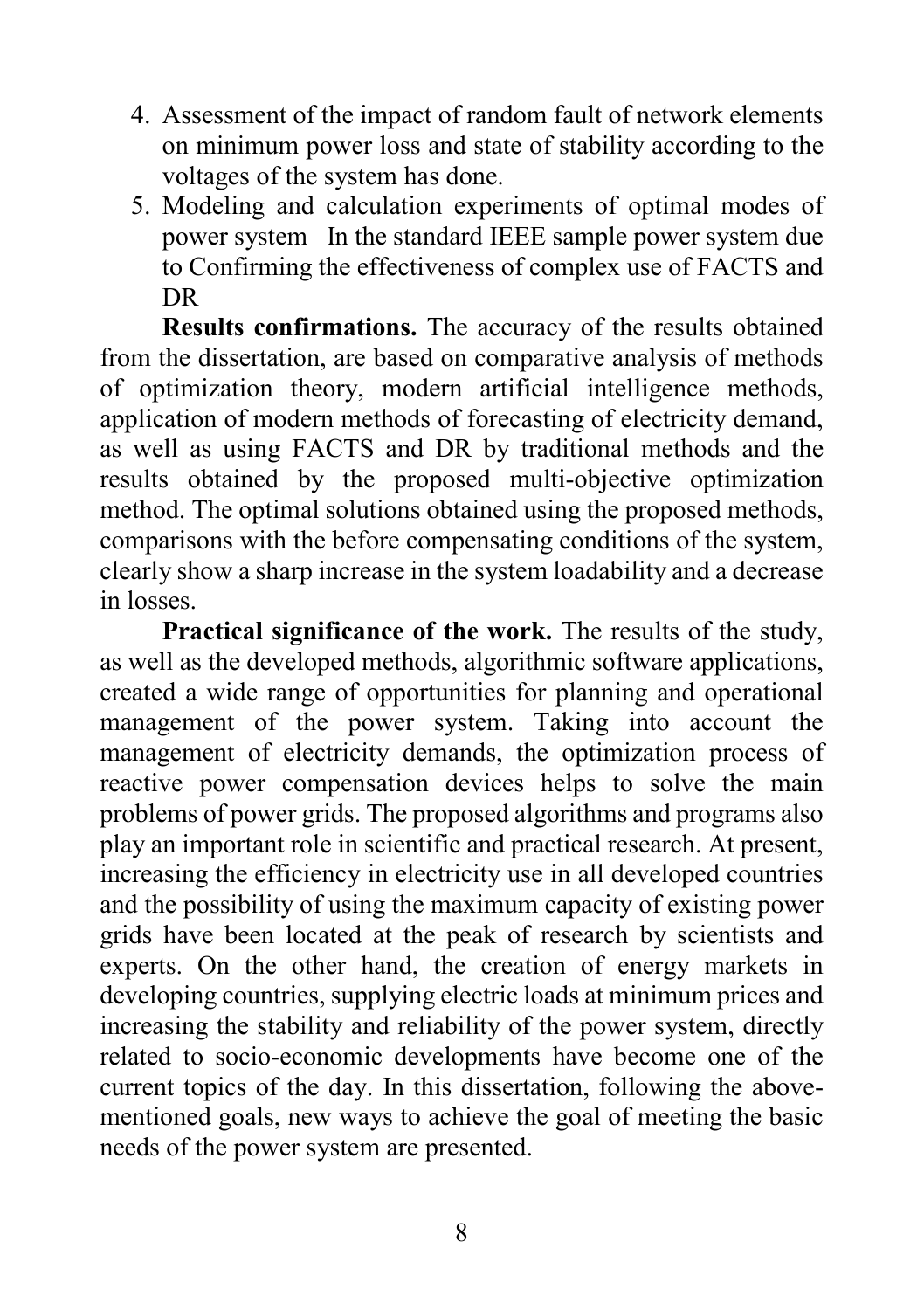4. Assessment of the impact of random fault of network elements on minimum power loss and state of stability according to the voltages of the system has done.
5. Modeling and calculation experiments of optimal modes of power system In the standard IEEE sample power system due to Confirming the effectiveness of complex use of FACTS and DR

**Results confirmations.** The accuracy of the results obtained from the dissertation, are based on comparative analysis of methods of optimization theory, modern artificial intelligence methods, application of modern methods of forecasting of electricity demand, as well as using FACTS and DR by traditional methods and the results obtained by the proposed multi-objective optimization method. The optimal solutions obtained using the proposed methods, comparisons with the before compensating conditions of the system, clearly show a sharp increase in the system loadability and a decrease in losses.

**Practical significance of the work.** The results of the study, as well as the developed methods, algorithmic software applications, created a wide range of opportunities for planning and operational management of the power system. Taking into account the management of electricity demands, the optimization process of reactive power compensation devices helps to solve the main problems of power grids. The proposed algorithms and programs also play an important role in scientific and practical research. At present, increasing the efficiency in electricity use in all developed countries and the possibility of using the maximum capacity of existing power grids have been located at the peak of research by scientists and experts. On the other hand, the creation of energy markets in developing countries, supplying electric loads at minimum prices and increasing the stability and reliability of the power system, directly related to socio-economic developments have become one of the current topics of the day. In this dissertation, following the above-mentioned goals, new ways to achieve the goal of meeting the basic needs of the power system are presented.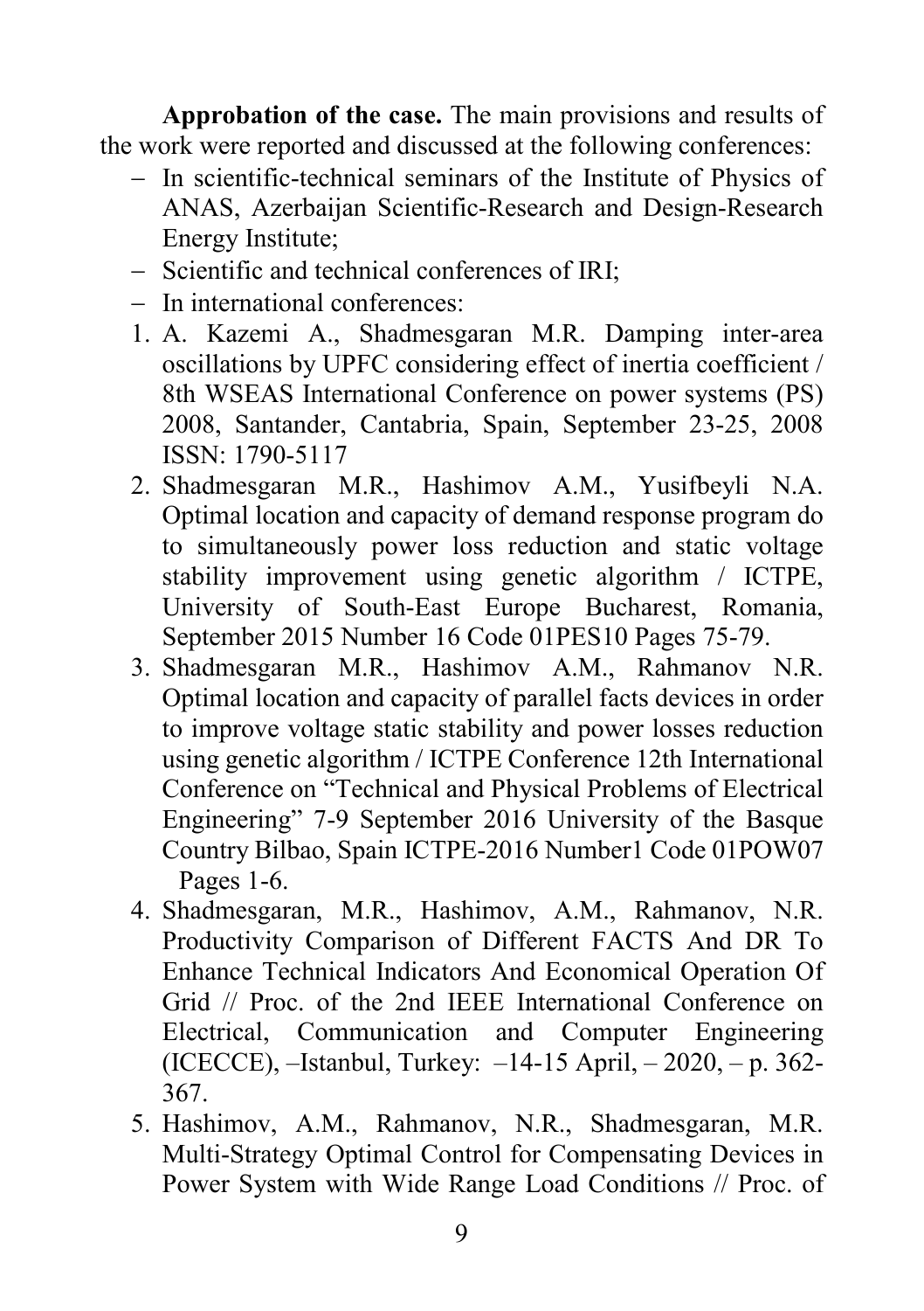**Approbation of the case.** The main provisions and results of the work were reported and discussed at the following conferences:

- In scientific-technical seminars of the Institute of Physics of ANAS, Azerbaijan Scientific-Research and Design-Research Energy Institute;
- Scientific and technical conferences of IRI;
- In international conferences:

1. A. Kazemi A., Shadmesgaran M.R. Damping inter-area oscillations by UPFC considering effect of inertia coefficient / 8th WSEAS International Conference on power systems (PS) 2008, Santander, Cantabria, Spain, September 23-25, 2008 ISSN: 1790-5117
2. Shadmesgaran M.R., Hashimov A.M., Yusifbeyli N.A. Optimal location and capacity of demand response program do to simultaneously power loss reduction and static voltage stability improvement using genetic algorithm / ICTPE, University of South-East Europe Bucharest, Romania, September 2015 Number 16 Code 01PES10 Pages 75-79.
3. Shadmesgaran M.R., Hashimov A.M., Rahmanov N.R. Optimal location and capacity of parallel facts devices in order to improve voltage static stability and power losses reduction using genetic algorithm / ICTPE Conference 12th International Conference on "Technical and Physical Problems of Electrical Engineering" 7-9 September 2016 University of the Basque Country Bilbao, Spain ICTPE-2016 Number1 Code 01POW07 Pages 1-6.
4. Shadmesgaran, M.R., Hashimov, A.M., Rahmanov, N.R. Productivity Comparison of Different FACTS And DR To Enhance Technical Indicators And Economical Operation Of Grid // Proc. of the 2nd IEEE International Conference on Electrical, Communication and Computer Engineering (ICECCE), –Istanbul, Turkey: –14-15 April, – 2020, – p. 362-367.
5. Hashimov, A.M., Rahmanov, N.R., Shadmesgaran, M.R. Multi-Strategy Optimal Control for Compensating Devices in Power System with Wide Range Load Conditions // Proc. of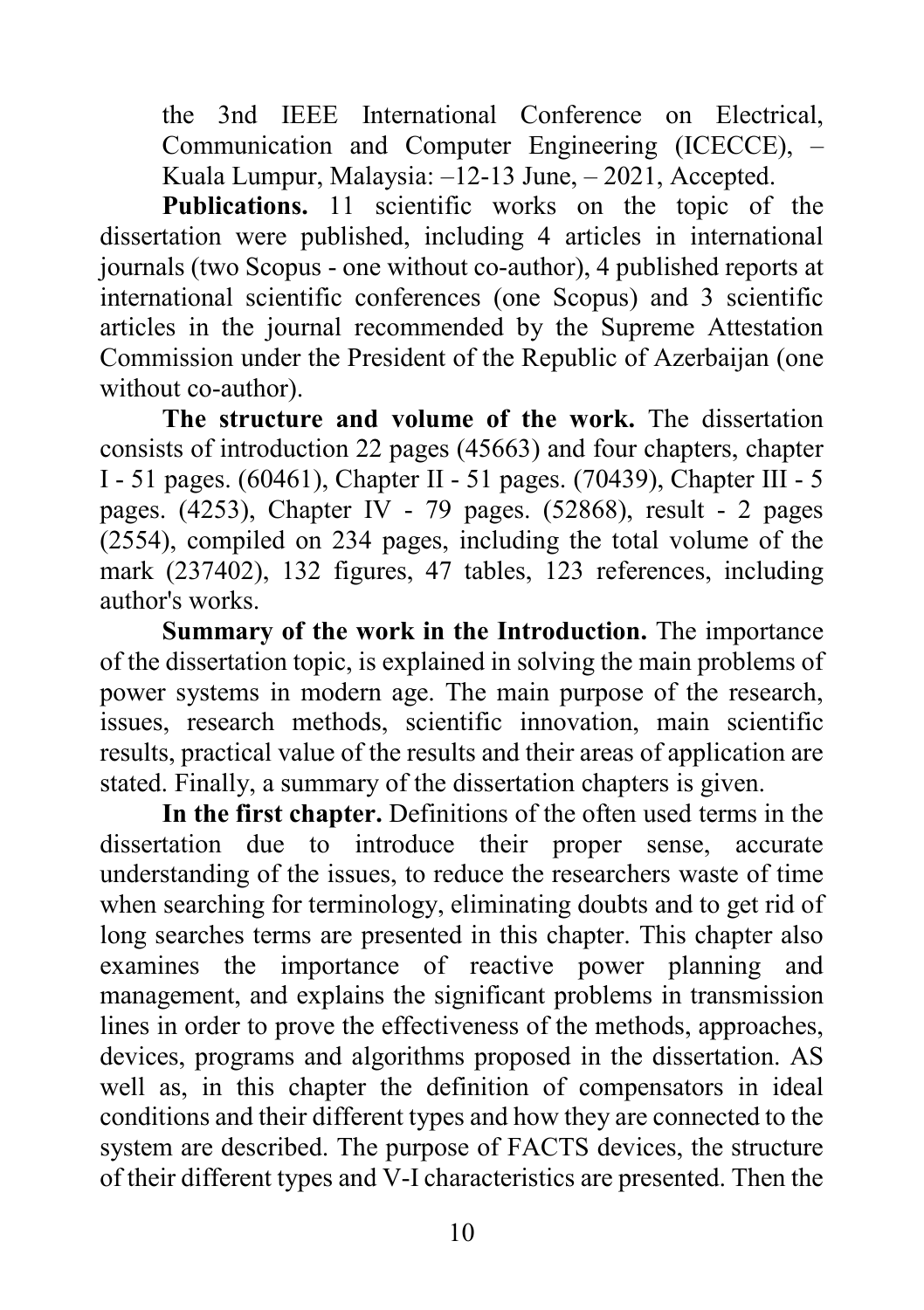the 3nd IEEE International Conference on Electrical, Communication and Computer Engineering (ICECCE), – Kuala Lumpur, Malaysia: –12-13 June, – 2021, Accepted.

**Publications.** 11 scientific works on the topic of the dissertation were published, including 4 articles in international journals (two Scopus - one without co-author), 4 published reports at international scientific conferences (one Scopus) and 3 scientific articles in the journal recommended by the Supreme Attestation Commission under the President of the Republic of Azerbaijan (one without co-author).

**The structure and volume of the work.** The dissertation consists of introduction 22 pages (45663) and four chapters, chapter I - 51 pages. (60461), Chapter II - 51 pages. (70439), Chapter III - 5 pages. (4253), Chapter IV - 79 pages. (52868), result - 2 pages (2554), compiled on 234 pages, including the total volume of the mark (237402), 132 figures, 47 tables, 123 references, including author's works.

**Summary of the work in the Introduction.** The importance of the dissertation topic, is explained in solving the main problems of power systems in modern age. The main purpose of the research, issues, research methods, scientific innovation, main scientific results, practical value of the results and their areas of application are stated. Finally, a summary of the dissertation chapters is given.

**In the first chapter.** Definitions of the often used terms in the dissertation due to introduce their proper sense, accurate understanding of the issues, to reduce the researchers waste of time when searching for terminology, eliminating doubts and to get rid of long searches terms are presented in this chapter. This chapter also examines the importance of reactive power planning and management, and explains the significant problems in transmission lines in order to prove the effectiveness of the methods, approaches, devices, programs and algorithms proposed in the dissertation. AS well as, in this chapter the definition of compensators in ideal conditions and their different types and how they are connected to the system are described. The purpose of FACTS devices, the structure of their different types and V-I characteristics are presented. Then the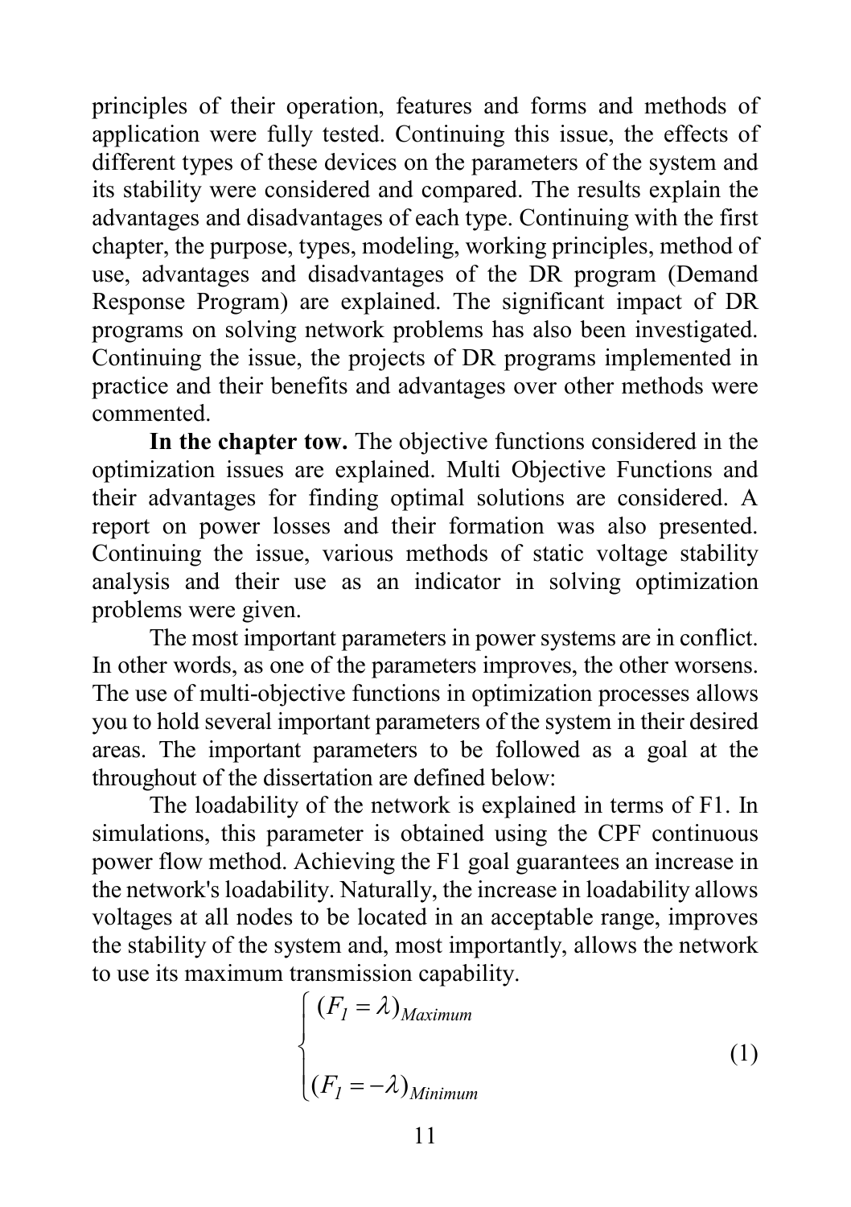principles of their operation, features and forms and methods of application were fully tested. Continuing this issue, the effects of different types of these devices on the parameters of the system and its stability were considered and compared. The results explain the advantages and disadvantages of each type. Continuing with the first chapter, the purpose, types, modeling, working principles, method of use, advantages and disadvantages of the DR program (Demand Response Program) are explained. The significant impact of DR programs on solving network problems has also been investigated. Continuing the issue, the projects of DR programs implemented in practice and their benefits and advantages over other methods were commented.

**In the chapter tow.** The objective functions considered in the optimization issues are explained. Multi Objective Functions and their advantages for finding optimal solutions are considered. A report on power losses and their formation was also presented. Continuing the issue, various methods of static voltage stability analysis and their use as an indicator in solving optimization problems were given.

The most important parameters in power systems are in conflict. In other words, as one of the parameters improves, the other worsens. The use of multi-objective functions in optimization processes allows you to hold several important parameters of the system in their desired areas. The important parameters to be followed as a goal at the throughout of the dissertation are defined below:

The loadability of the network is explained in terms of F1. In simulations, this parameter is obtained using the CPF continuous power flow method. Achieving the F1 goal guarantees an increase in the network's loadability. Naturally, the increase in loadability allows voltages at all nodes to be located in an acceptable range, improves the stability of the system and, most importantly, allows the network to use its maximum transmission capability.

$$\begin{cases} (F_1 = \lambda)_{Maximum} \\ \\ (F_1 = -\lambda)_{Minimum} \end{cases} \tag{1}$$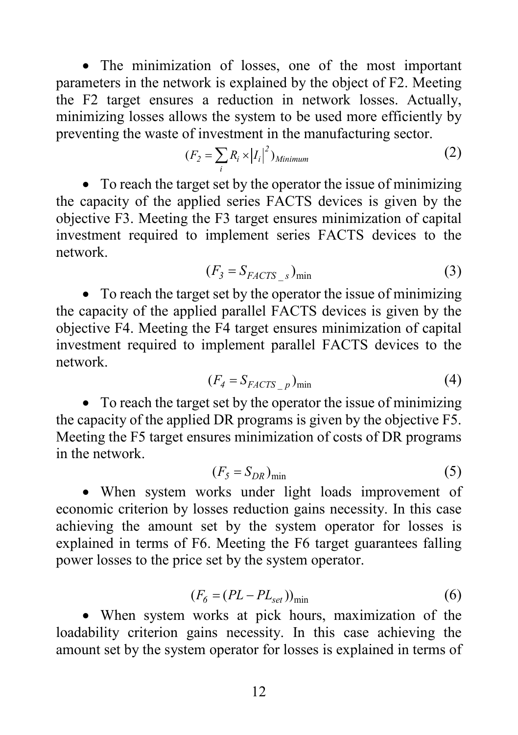- The minimization of losses, one of the most important parameters in the network is explained by the object of F2. Meeting the F2 target ensures a reduction in network losses. Actually, minimizing losses allows the system to be used more efficiently by preventing the waste of investment in the manufacturing sector.

$$(F_2 = \sum_i R_i \times |I_i|^2)_{Minimum} \tag{2}$$

- To reach the target set by the operator the issue of minimizing the capacity of the applied series FACTS devices is given by the objective F3. Meeting the F3 target ensures minimization of capital investment required to implement series FACTS devices to the network.

$$(F_3 = S_{FACTS\_s})_{\min} \tag{3}$$

- To reach the target set by the operator the issue of minimizing the capacity of the applied parallel FACTS devices is given by the objective F4. Meeting the F4 target ensures minimization of capital investment required to implement parallel FACTS devices to the network.

$$(F_4 = S_{FACTS\_p})_{\min} \tag{4}$$

- To reach the target set by the operator the issue of minimizing the capacity of the applied DR programs is given by the objective F5. Meeting the F5 target ensures minimization of costs of DR programs in the network.

$$(F_5 = S_{DR})_{\min} \tag{5}$$

- When system works under light loads improvement of economic criterion by losses reduction gains necessity. In this case achieving the amount set by the system operator for losses is explained in terms of F6. Meeting the F6 target guarantees falling power losses to the price set by the system operator.

$$(F_6 = (PL - PL_{set}))_{\min} \tag{6}$$

- When system works at pick hours, maximization of the loadability criterion gains necessity. In this case achieving the amount set by the system operator for losses is explained in terms of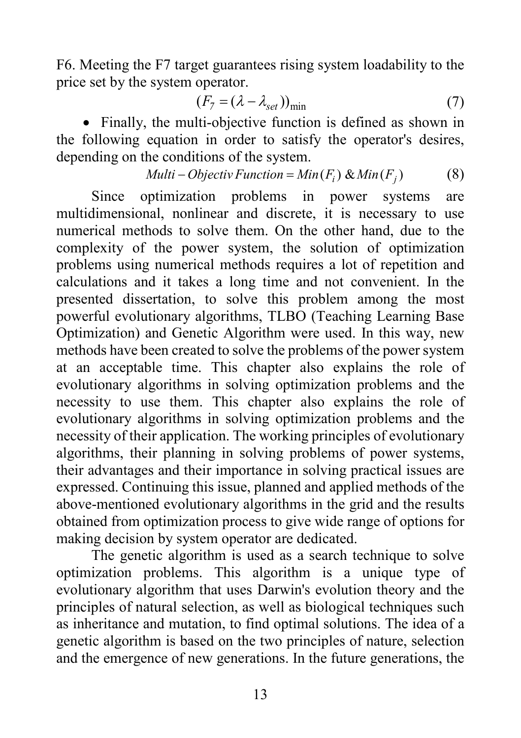F6. Meeting the F7 target guarantees rising system loadability to the price set by the system operator.

$$(F_7 = (\lambda - \lambda_{set}))_{\min} \tag{7}$$

- Finally, the multi-objective function is defined as shown in the following equation in order to satisfy the operator's desires, depending on the conditions of the system.

$$Multi - Objectiv\,Function = Min(F_i)\ \&\ Min(F_j) \tag{8}$$

Since optimization problems in power systems are multidimensional, nonlinear and discrete, it is necessary to use numerical methods to solve them. On the other hand, due to the complexity of the power system, the solution of optimization problems using numerical methods requires a lot of repetition and calculations and it takes a long time and not convenient. In the presented dissertation, to solve this problem among the most powerful evolutionary algorithms, TLBO (Teaching Learning Base Optimization) and Genetic Algorithm were used. In this way, new methods have been created to solve the problems of the power system at an acceptable time. This chapter also explains the role of evolutionary algorithms in solving optimization problems and the necessity to use them. This chapter also explains the role of evolutionary algorithms in solving optimization problems and the necessity of their application. The working principles of evolutionary algorithms, their planning in solving problems of power systems, their advantages and their importance in solving practical issues are expressed. Continuing this issue, planned and applied methods of the above-mentioned evolutionary algorithms in the grid and the results obtained from optimization process to give wide range of options for making decision by system operator are dedicated.

The genetic algorithm is used as a search technique to solve optimization problems. This algorithm is a unique type of evolutionary algorithm that uses Darwin's evolution theory and the principles of natural selection, as well as biological techniques such as inheritance and mutation, to find optimal solutions. The idea of a genetic algorithm is based on the two principles of nature, selection and the emergence of new generations. In the future generations, the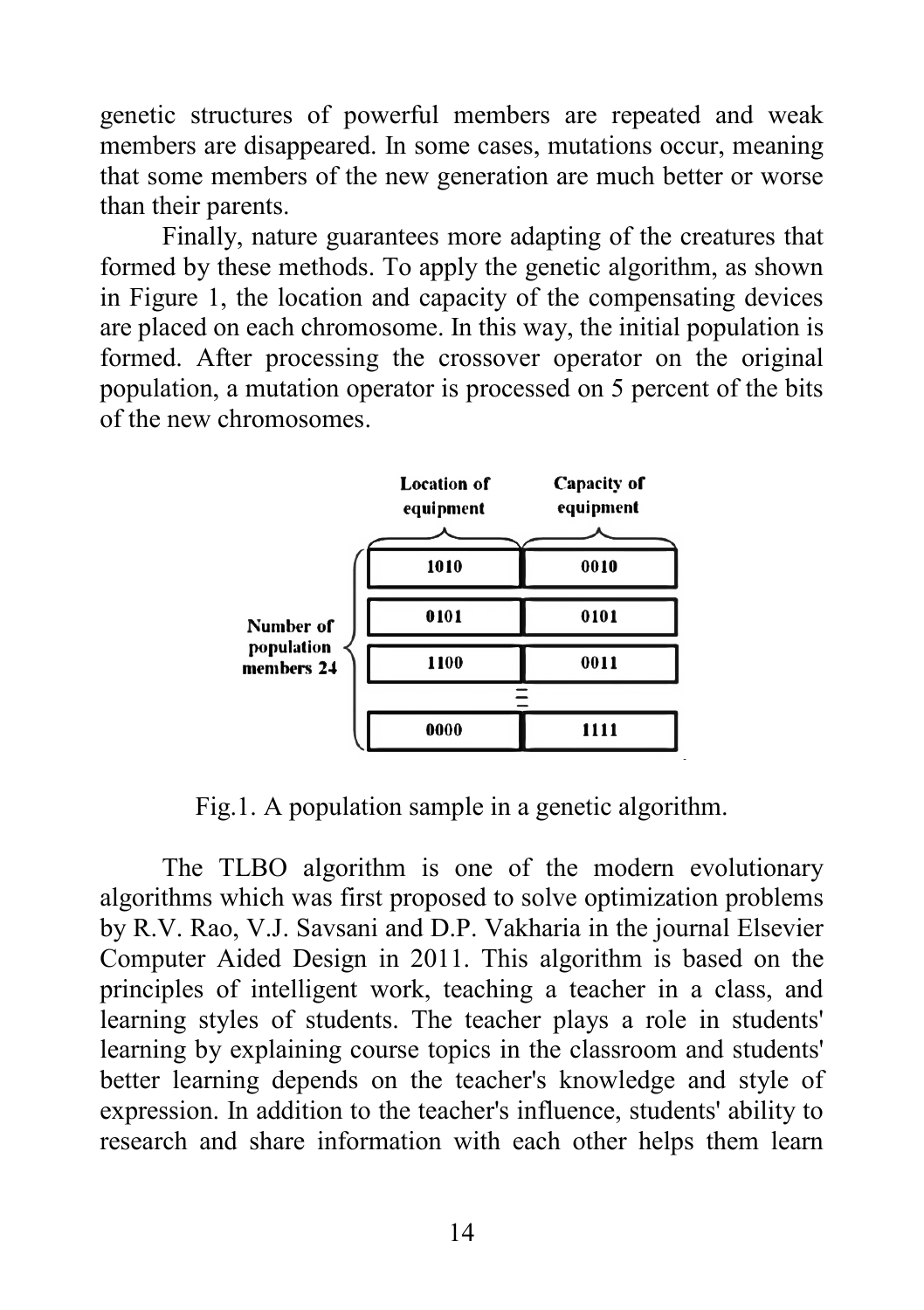genetic structures of powerful members are repeated and weak members are disappeared. In some cases, mutations occur, meaning that some members of the new generation are much better or worse than their parents.

Finally, nature guarantees more adapting of the creatures that formed by these methods. To apply the genetic algorithm, as shown in Figure 1, the location and capacity of the compensating devices are placed on each chromosome. In this way, the initial population is formed. After processing the crossover operator on the original population, a mutation operator is processed on 5 percent of the bits of the new chromosomes.

| Location of equipment | Capacity of equipment |
|---|---|
| 1010 | 0010 |
| 0101 | 0101 |
| 1100 | 0011 |
| ⋮ | ⋮ |
| 0000 | 1111 |

Number of population members 24

Fig.1. A population sample in a genetic algorithm.

The TLBO algorithm is one of the modern evolutionary algorithms which was first proposed to solve optimization problems by R.V. Rao, V.J. Savsani and D.P. Vakharia in the journal Elsevier Computer Aided Design in 2011. This algorithm is based on the principles of intelligent work, teaching a teacher in a class, and learning styles of students. The teacher plays a role in students' learning by explaining course topics in the classroom and students' better learning depends on the teacher's knowledge and style of expression. In addition to the teacher's influence, students' ability to research and share information with each other helps them learn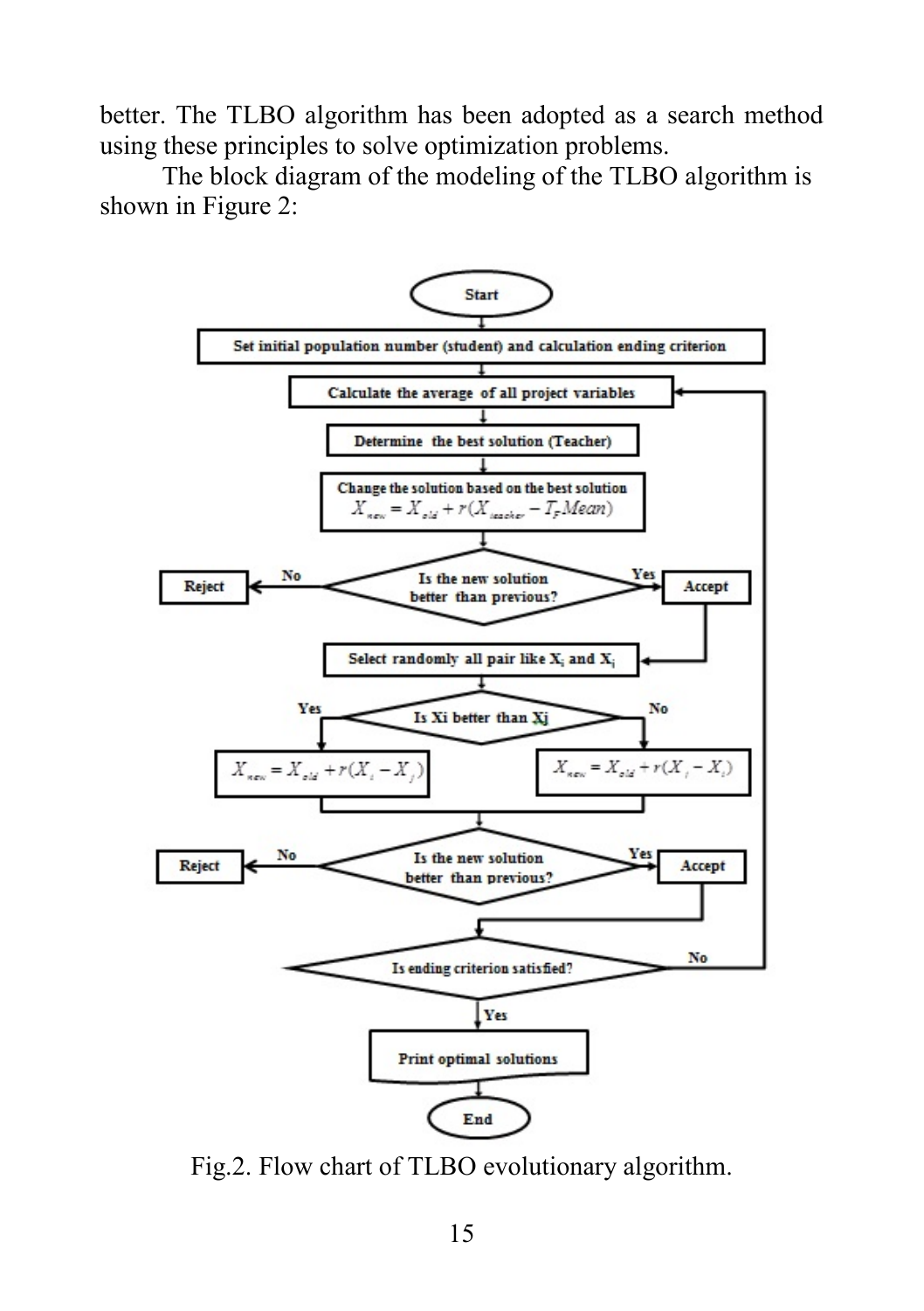better. The TLBO algorithm has been adopted as a search method using these principles to solve optimization problems.

The block diagram of the modeling of the TLBO algorithm is shown in Figure 2:

Start

Set initial population number (student) and calculation ending criterion

Calculate the average of all project variables

Determine the best solution (Teacher)

Change the solution based on the best solution
$X_{new} = X_{old} + r(X_{teacher} - T_F Mean)$

Is the new solution better than previous? — No: Reject; Yes: Accept

Select randomly all pair like $X_i$ and $X_j$

Is Xi better than Xj?
- Yes: $X_{new} = X_{old} + r(X_i - X_j)$
- No: $X_{new} = X_{old} + r(X_j - X_i)$

Is the new solution better than previous? — No: Reject; Yes: Accept

Is ending criterion satisfied? — No: return to "Calculate the average of all project variables"; Yes: continue

Print optimal solutions

End

Fig.2. Flow chart of TLBO evolutionary algorithm.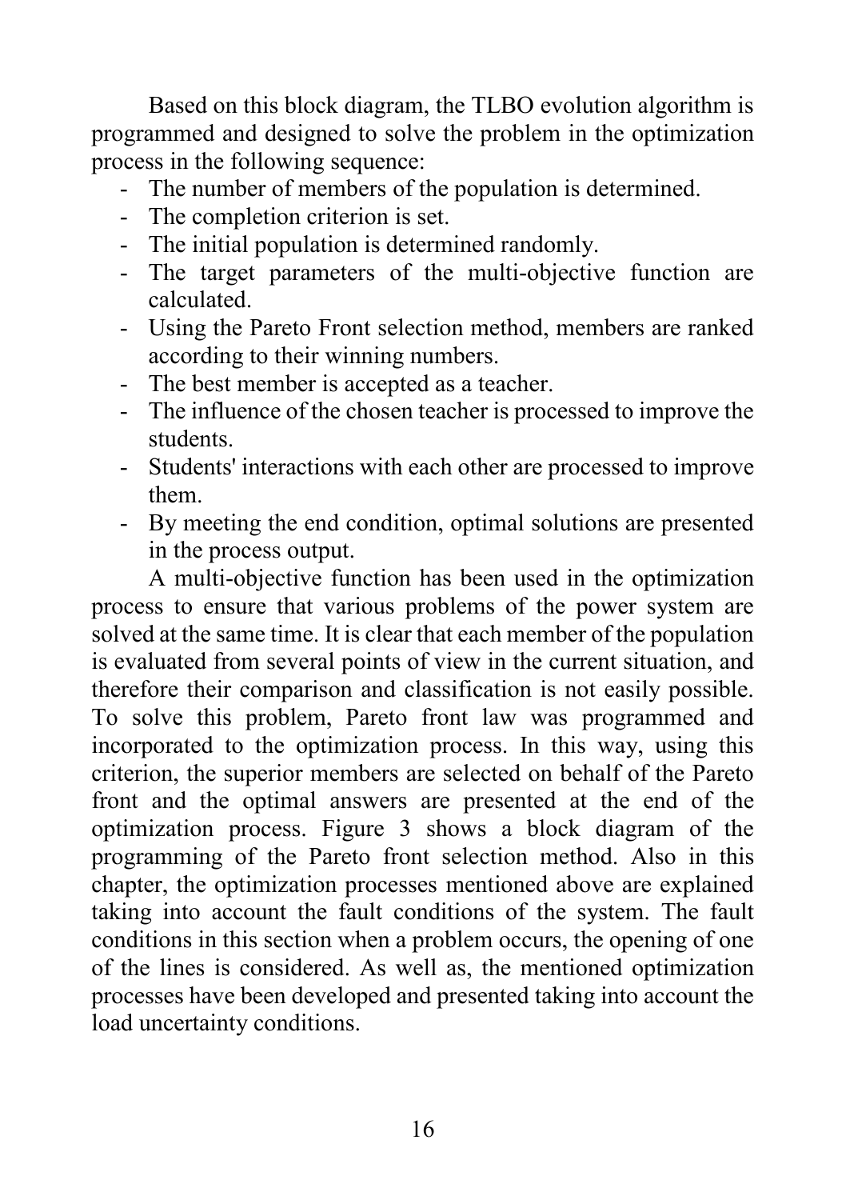Based on this block diagram, the TLBO evolution algorithm is programmed and designed to solve the problem in the optimization process in the following sequence:

- The number of members of the population is determined.
- The completion criterion is set.
- The initial population is determined randomly.
- The target parameters of the multi-objective function are calculated.
- Using the Pareto Front selection method, members are ranked according to their winning numbers.
- The best member is accepted as a teacher.
- The influence of the chosen teacher is processed to improve the students.
- Students' interactions with each other are processed to improve them.
- By meeting the end condition, optimal solutions are presented in the process output.

A multi-objective function has been used in the optimization process to ensure that various problems of the power system are solved at the same time. It is clear that each member of the population is evaluated from several points of view in the current situation, and therefore their comparison and classification is not easily possible. To solve this problem, Pareto front law was programmed and incorporated to the optimization process. In this way, using this criterion, the superior members are selected on behalf of the Pareto front and the optimal answers are presented at the end of the optimization process. Figure 3 shows a block diagram of the programming of the Pareto front selection method. Also in this chapter, the optimization processes mentioned above are explained taking into account the fault conditions of the system. The fault conditions in this section when a problem occurs, the opening of one of the lines is considered. As well as, the mentioned optimization processes have been developed and presented taking into account the load uncertainty conditions.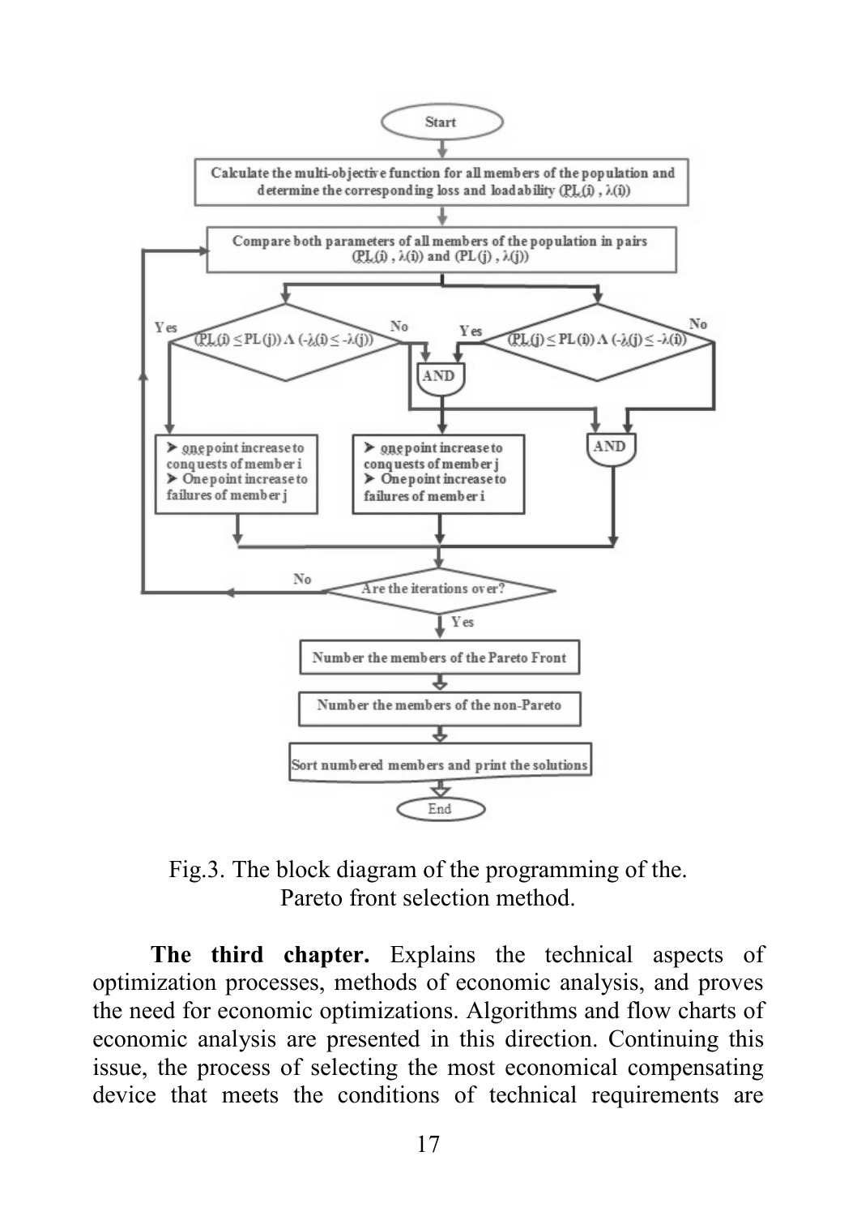Fig.3. The block diagram of the programming of the. Pareto front selection method.

**The third chapter.** Explains the technical aspects of optimization processes, methods of economic analysis, and proves the need for economic optimizations. Algorithms and flow charts of economic analysis are presented in this direction. Continuing this issue, the process of selecting the most economical compensating device that meets the conditions of technical requirements are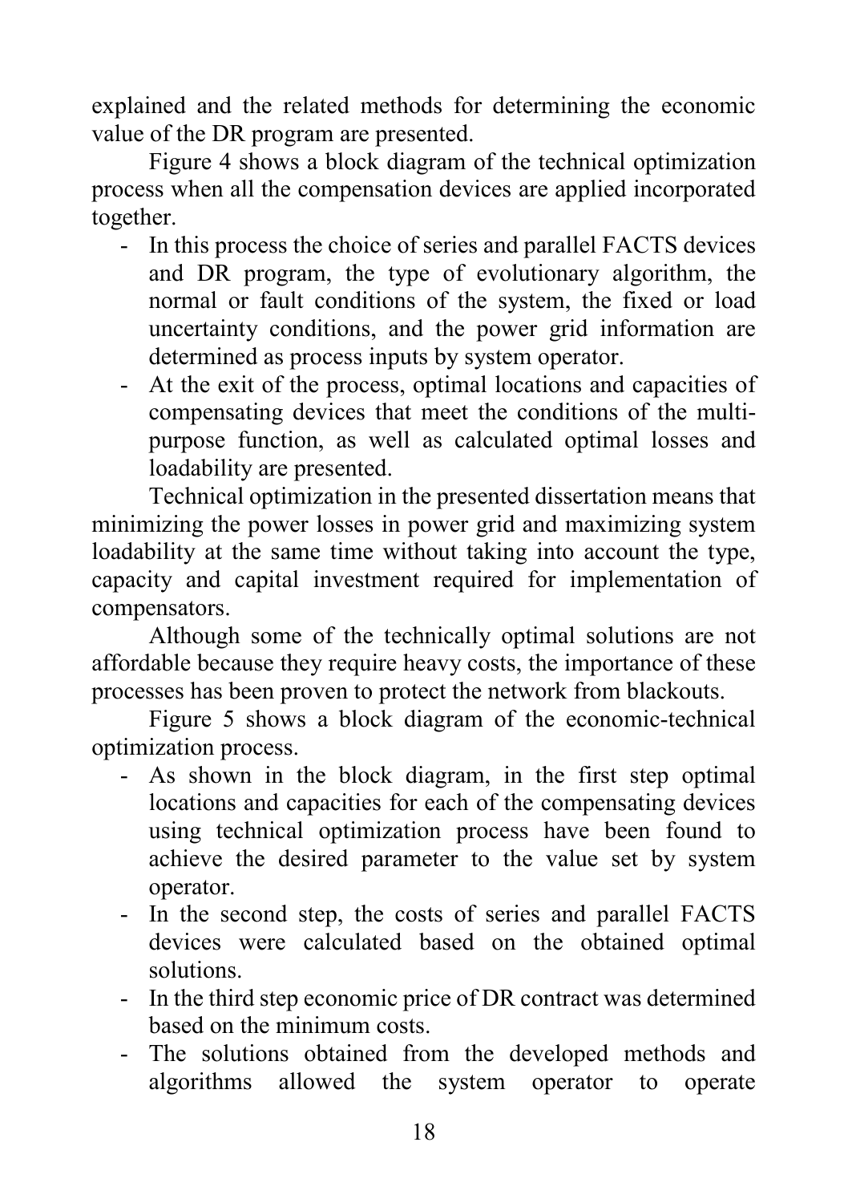explained and the related methods for determining the economic value of the DR program are presented.

Figure 4 shows a block diagram of the technical optimization process when all the compensation devices are applied incorporated together.

- In this process the choice of series and parallel FACTS devices and DR program, the type of evolutionary algorithm, the normal or fault conditions of the system, the fixed or load uncertainty conditions, and the power grid information are determined as process inputs by system operator.
- At the exit of the process, optimal locations and capacities of compensating devices that meet the conditions of the multi-purpose function, as well as calculated optimal losses and loadability are presented.

Technical optimization in the presented dissertation means that minimizing the power losses in power grid and maximizing system loadability at the same time without taking into account the type, capacity and capital investment required for implementation of compensators.

Although some of the technically optimal solutions are not affordable because they require heavy costs, the importance of these processes has been proven to protect the network from blackouts.

Figure 5 shows a block diagram of the economic-technical optimization process.

- As shown in the block diagram, in the first step optimal locations and capacities for each of the compensating devices using technical optimization process have been found to achieve the desired parameter to the value set by system operator.
- In the second step, the costs of series and parallel FACTS devices were calculated based on the obtained optimal solutions.
- In the third step economic price of DR contract was determined based on the minimum costs.
- The solutions obtained from the developed methods and algorithms allowed the system operator to operate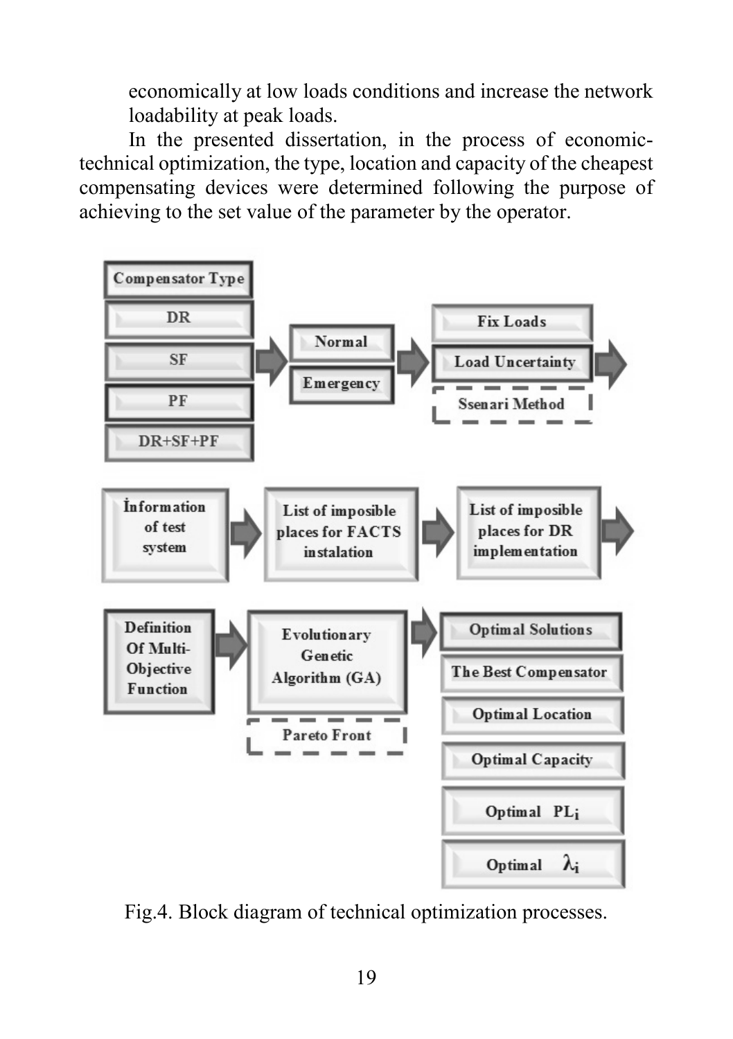economically at low loads conditions and increase the network loadability at peak loads.

In the presented dissertation, in the process of economic-technical optimization, the type, location and capacity of the cheapest compensating devices were determined following the purpose of achieving to the set value of the parameter by the operator.

Fig.4. Block diagram of technical optimization processes.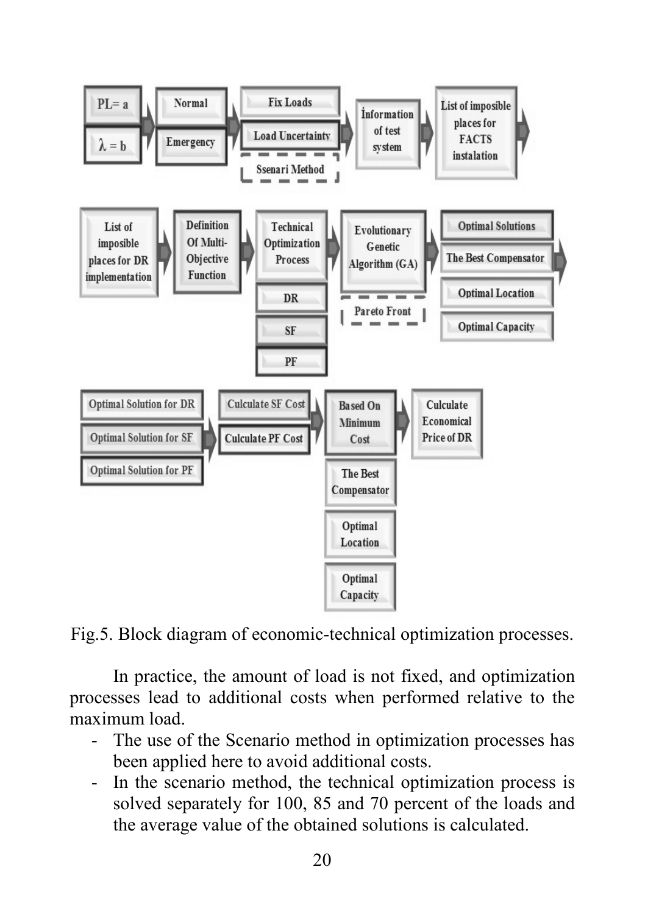Fig.5. Block diagram of economic-technical optimization processes.

In practice, the amount of load is not fixed, and optimization processes lead to additional costs when performed relative to the maximum load.

- The use of the Scenario method in optimization processes has been applied here to avoid additional costs.
- In the scenario method, the technical optimization process is solved separately for 100, 85 and 70 percent of the loads and the average value of the obtained solutions is calculated.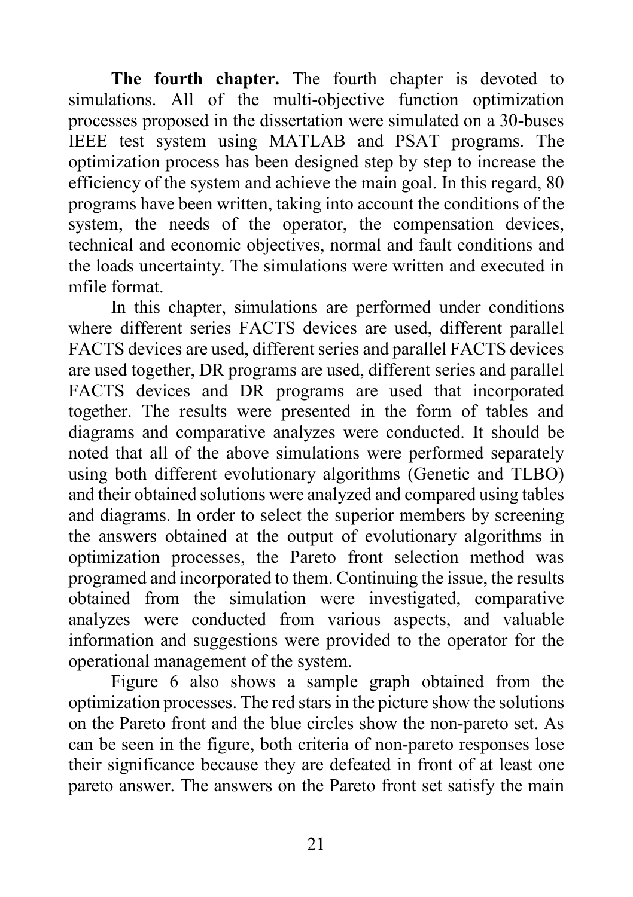**The fourth chapter.** The fourth chapter is devoted to simulations. All of the multi-objective function optimization processes proposed in the dissertation were simulated on a 30-buses IEEE test system using MATLAB and PSAT programs. The optimization process has been designed step by step to increase the efficiency of the system and achieve the main goal. In this regard, 80 programs have been written, taking into account the conditions of the system, the needs of the operator, the compensation devices, technical and economic objectives, normal and fault conditions and the loads uncertainty. The simulations were written and executed in mfile format.

In this chapter, simulations are performed under conditions where different series FACTS devices are used, different parallel FACTS devices are used, different series and parallel FACTS devices are used together, DR programs are used, different series and parallel FACTS devices and DR programs are used that incorporated together. The results were presented in the form of tables and diagrams and comparative analyzes were conducted. It should be noted that all of the above simulations were performed separately using both different evolutionary algorithms (Genetic and TLBO) and their obtained solutions were analyzed and compared using tables and diagrams. In order to select the superior members by screening the answers obtained at the output of evolutionary algorithms in optimization processes, the Pareto front selection method was programed and incorporated to them. Continuing the issue, the results obtained from the simulation were investigated, comparative analyzes were conducted from various aspects, and valuable information and suggestions were provided to the operator for the operational management of the system.

Figure 6 also shows a sample graph obtained from the optimization processes. The red stars in the picture show the solutions on the Pareto front and the blue circles show the non-pareto set. As can be seen in the figure, both criteria of non-pareto responses lose their significance because they are defeated in front of at least one pareto answer. The answers on the Pareto front set satisfy the main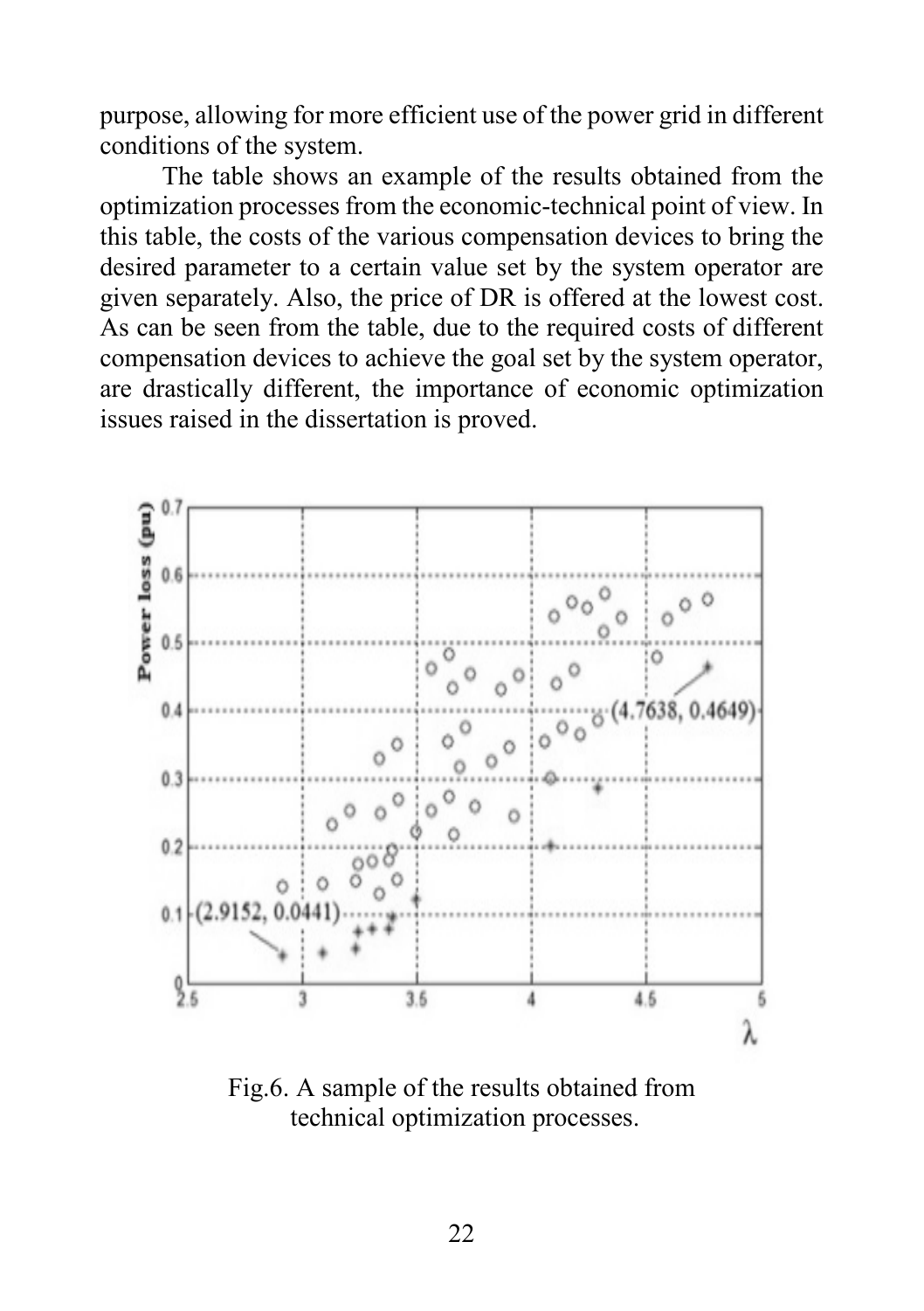purpose, allowing for more efficient use of the power grid in different conditions of the system.

The table shows an example of the results obtained from the optimization processes from the economic-technical point of view. In this table, the costs of the various compensation devices to bring the desired parameter to a certain value set by the system operator are given separately. Also, the price of DR is offered at the lowest cost. As can be seen from the table, due to the required costs of different compensation devices to achieve the goal set by the system operator, are drastically different, the importance of economic optimization issues raised in the dissertation is proved.

Fig.6. A sample of the results obtained from technical optimization processes.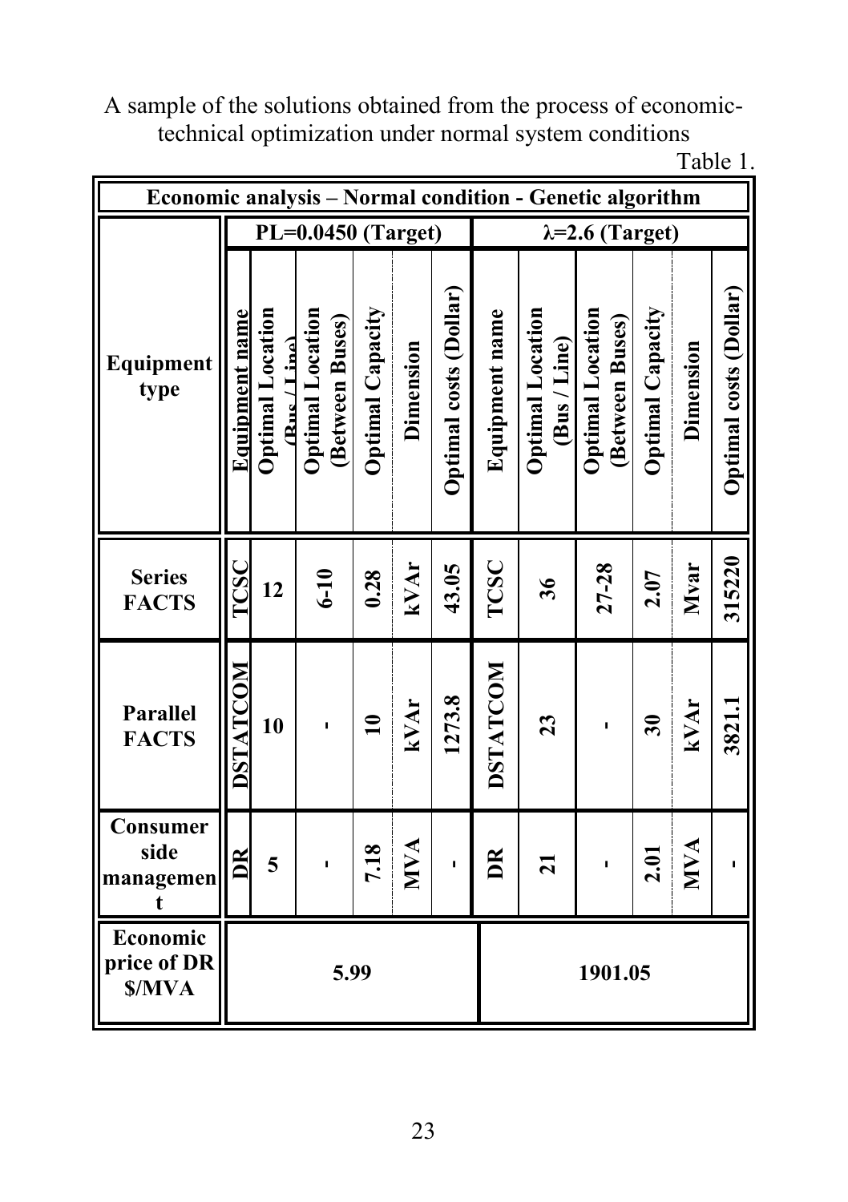A sample of the solutions obtained from the process of economic-technical optimization under normal system conditions

Table 1.

| Economic analysis – Normal condition - Genetic algorithm | | | | | | | | | | | | |
|---|---|---|---|---|---|---|---|---|---|---|---|---|
| Equipment type | PL=0.0450 (Target) | | | | | | λ=2.6 (Target) | | | | | |
| | Equipment name | Optimal Location (Bus / Line) | Optimal Location (Between Buses) | Optimal Capacity | Dimension | Optimal costs (Dollar) | Equipment name | Optimal Location (Bus / Line) | Optimal Location (Between Buses) | Optimal Capacity | Dimension | Optimal costs (Dollar) |
| **Series FACTS** | TCSC | 12 | 6-10 | 0.28 | kVAr | 43.05 | TCSC | 36 | 27-28 | 2.07 | Mvar | 315220 |
| **Parallel FACTS** | DSTATCOM | 10 | - | 10 | kVAr | 1273.8 | DSTATCOM | 23 | - | 30 | kVAr | 3821.1 |
| **Consumer side management** | DR | 5 | - | 7.18 | MVA | - | DR | 21 | - | 2.01 | MVA | - |
| **Economic price of DR $/MVA** | 5.99 | | | | | | 1901.05 | | | | | |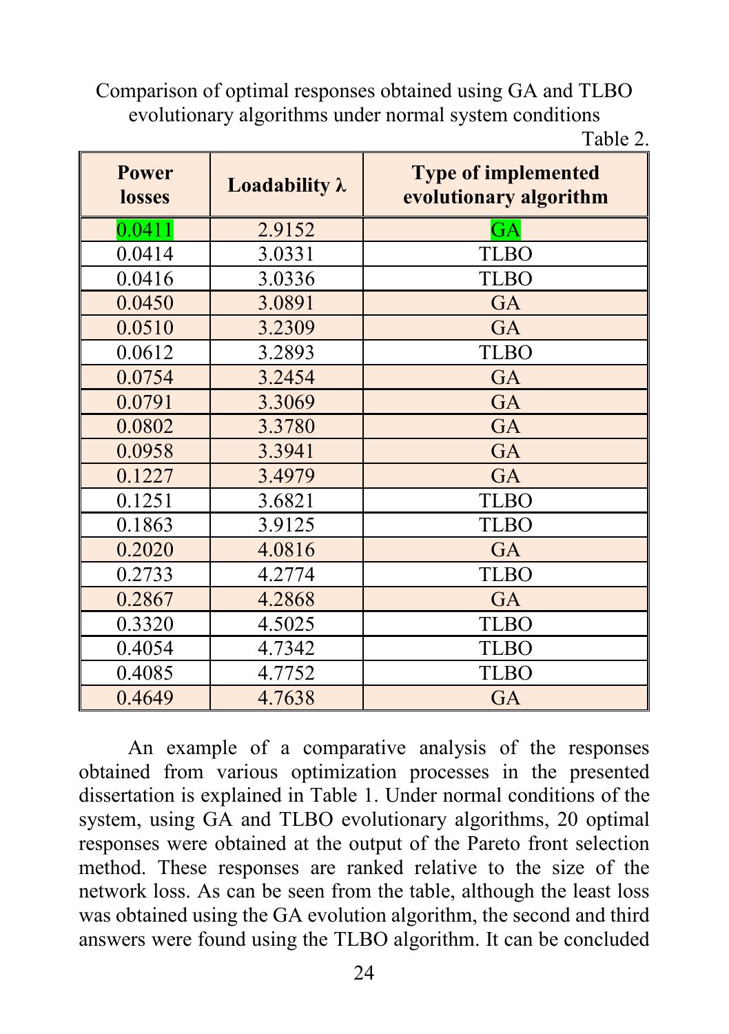Comparison of optimal responses obtained using GA and TLBO evolutionary algorithms under normal system conditions

Table 2.

| Power losses | Loadability λ | Type of implemented evolutionary algorithm |
|---|---|---|
| 0.0411 | 2.9152 | GA |
| 0.0414 | 3.0331 | TLBO |
| 0.0416 | 3.0336 | TLBO |
| 0.0450 | 3.0891 | GA |
| 0.0510 | 3.2309 | GA |
| 0.0612 | 3.2893 | TLBO |
| 0.0754 | 3.2454 | GA |
| 0.0791 | 3.3069 | GA |
| 0.0802 | 3.3780 | GA |
| 0.0958 | 3.3941 | GA |
| 0.1227 | 3.4979 | GA |
| 0.1251 | 3.6821 | TLBO |
| 0.1863 | 3.9125 | TLBO |
| 0.2020 | 4.0816 | GA |
| 0.2733 | 4.2774 | TLBO |
| 0.2867 | 4.2868 | GA |
| 0.3320 | 4.5025 | TLBO |
| 0.4054 | 4.7342 | TLBO |
| 0.4085 | 4.7752 | TLBO |
| 0.4649 | 4.7638 | GA |

An example of a comparative analysis of the responses obtained from various optimization processes in the presented dissertation is explained in Table 1. Under normal conditions of the system, using GA and TLBO evolutionary algorithms, 20 optimal responses were obtained at the output of the Pareto front selection method. These responses are ranked relative to the size of the network loss. As can be seen from the table, although the least loss was obtained using the GA evolution algorithm, the second and third answers were found using the TLBO algorithm. It can be concluded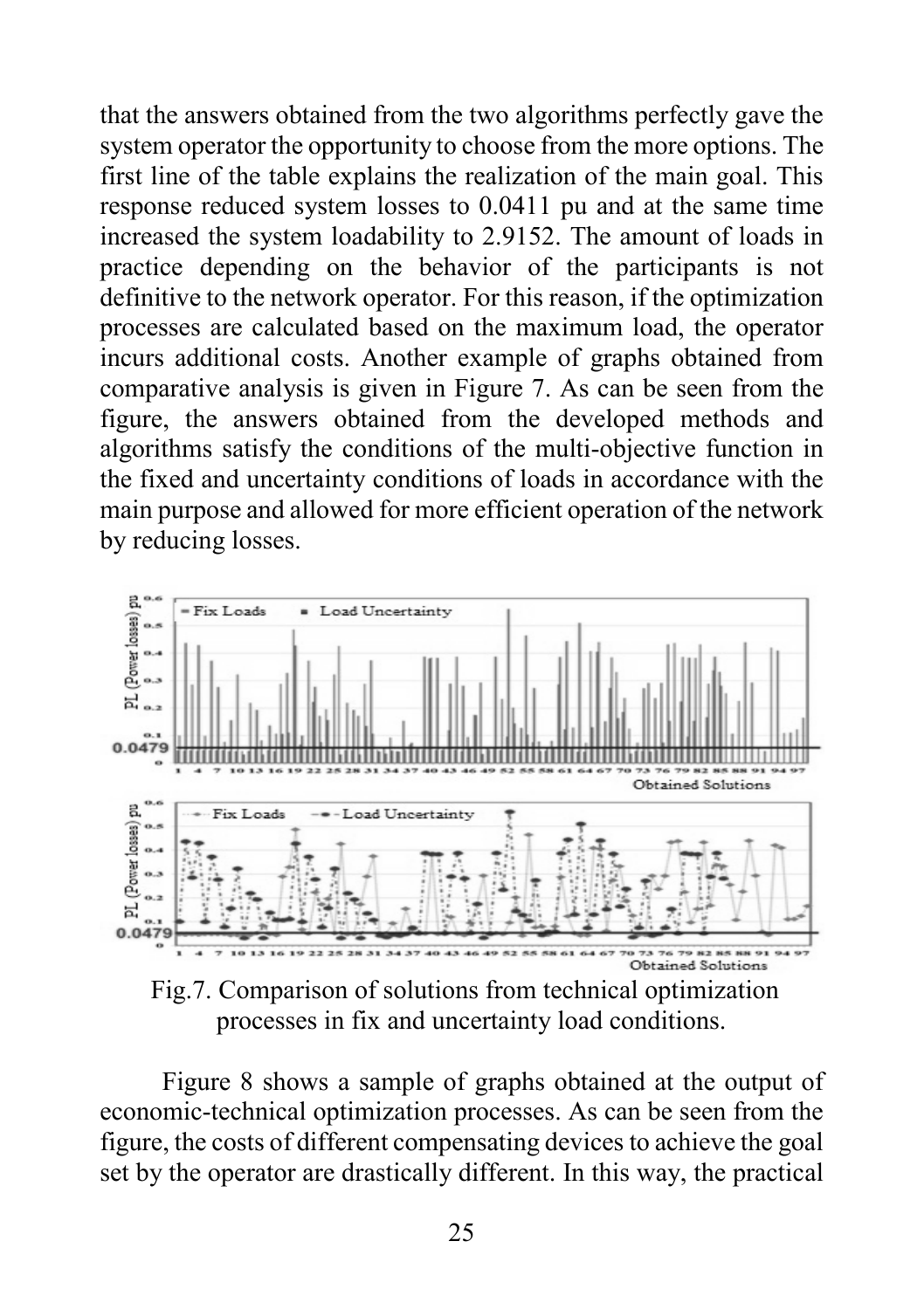that the answers obtained from the two algorithms perfectly gave the system operator the opportunity to choose from the more options. The first line of the table explains the realization of the main goal. This response reduced system losses to 0.0411 pu and at the same time increased the system loadability to 2.9152. The amount of loads in practice depending on the behavior of the participants is not definitive to the network operator. For this reason, if the optimization processes are calculated based on the maximum load, the operator incurs additional costs. Another example of graphs obtained from comparative analysis is given in Figure 7. As can be seen from the figure, the answers obtained from the developed methods and algorithms satisfy the conditions of the multi-objective function in the fixed and uncertainty conditions of loads in accordance with the main purpose and allowed for more efficient operation of the network by reducing losses.

Fig.7. Comparison of solutions from technical optimization processes in fix and uncertainty load conditions.

Figure 8 shows a sample of graphs obtained at the output of economic-technical optimization processes. As can be seen from the figure, the costs of different compensating devices to achieve the goal set by the operator are drastically different. In this way, the practical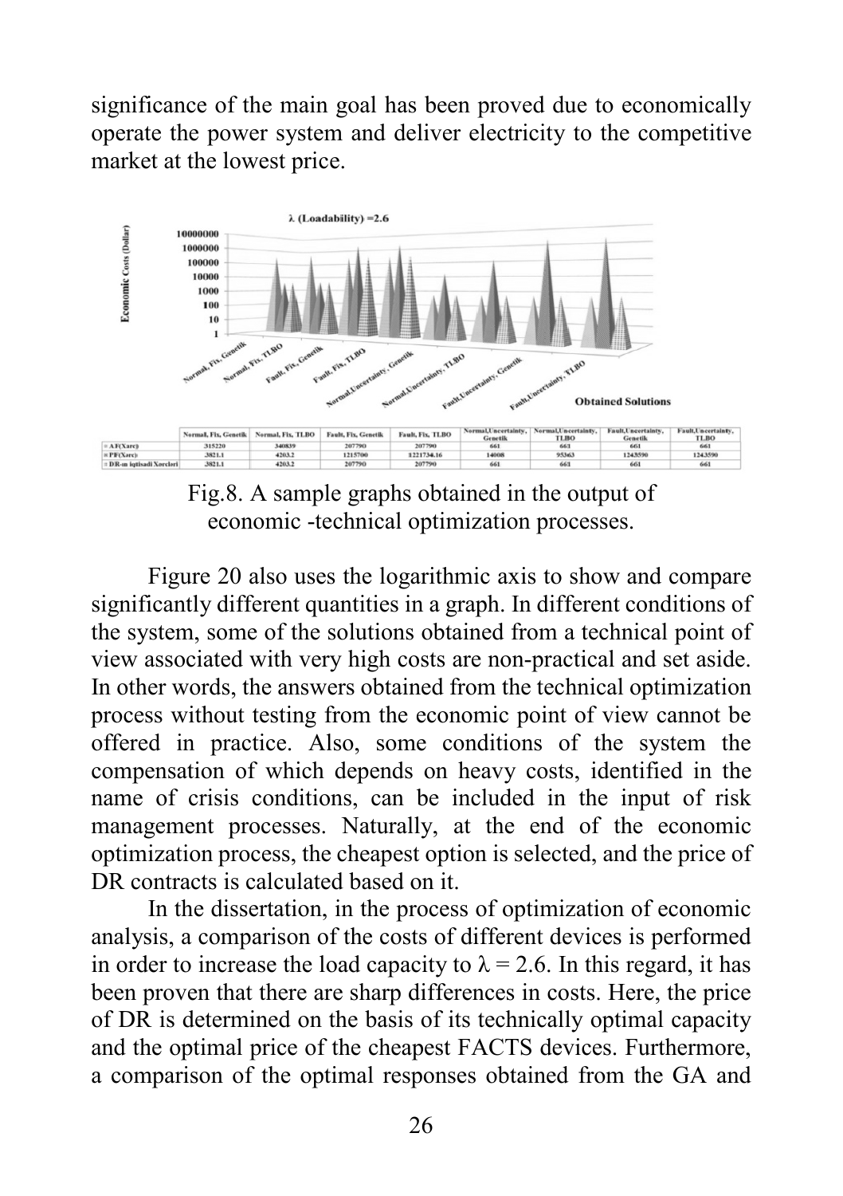significance of the main goal has been proved due to economically operate the power system and deliver electricity to the competitive market at the lowest price.

| | Normal, Fix, Genetik | Normal, Fix, TLBO | Fault, Fix, Genetik | Fault, Fix, TLBO | Normal, Uncertainty, Genetik | Normal, Uncertainty, TLBO | Fault, Uncertainty, Genetik | Fault, Uncertainty, TLBO |
|---|---|---|---|---|---|---|---|---|
| AF(Xərc) | 315220 | 340839 | 207790 | 207790 | 661 | 661 | 661 | 661 |
| PF(Xərc) | 3821.1 | 4203.2 | 1215700 | 1221734.16 | 14008 | 95363 | 1243590 | 1243590 |
| DR-ın iqtisadi Xərcləri | 3821.1 | 4203.2 | 207790 | 207790 | 661 | 661 | 661 | 661 |

Fig.8. A sample graphs obtained in the output of economic -technical optimization processes.

Figure 20 also uses the logarithmic axis to show and compare significantly different quantities in a graph. In different conditions of the system, some of the solutions obtained from a technical point of view associated with very high costs are non-practical and set aside. In other words, the answers obtained from the technical optimization process without testing from the economic point of view cannot be offered in practice. Also, some conditions of the system the compensation of which depends on heavy costs, identified in the name of crisis conditions, can be included in the input of risk management processes. Naturally, at the end of the economic optimization process, the cheapest option is selected, and the price of DR contracts is calculated based on it.

In the dissertation, in the process of optimization of economic analysis, a comparison of the costs of different devices is performed in order to increase the load capacity to $\lambda = 2.6$. In this regard, it has been proven that there are sharp differences in costs. Here, the price of DR is determined on the basis of its technically optimal capacity and the optimal price of the cheapest FACTS devices. Furthermore, a comparison of the optimal responses obtained from the GA and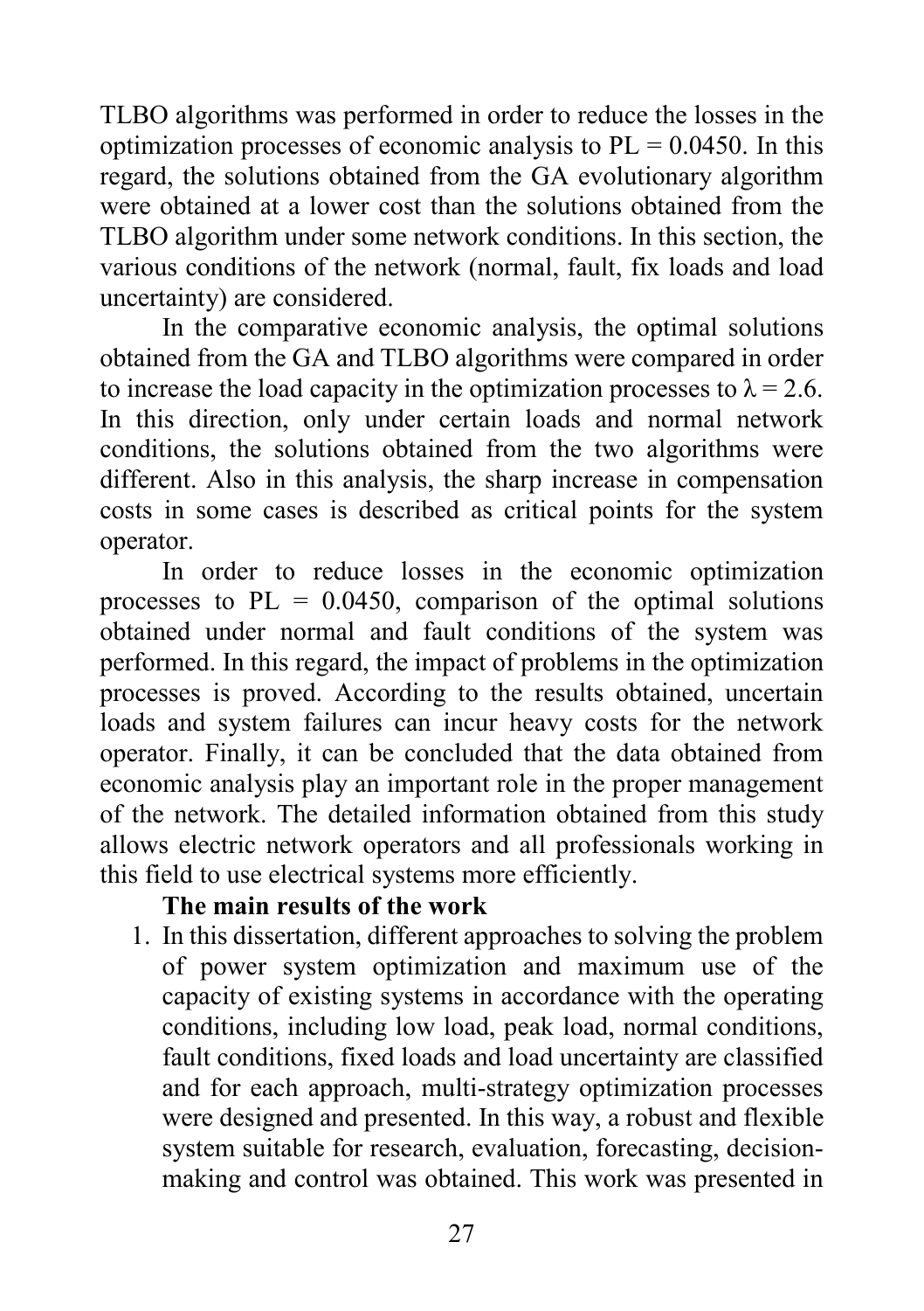TLBO algorithms was performed in order to reduce the losses in the optimization processes of economic analysis to PL = 0.0450. In this regard, the solutions obtained from the GA evolutionary algorithm were obtained at a lower cost than the solutions obtained from the TLBO algorithm under some network conditions. In this section, the various conditions of the network (normal, fault, fix loads and load uncertainty) are considered.

In the comparative economic analysis, the optimal solutions obtained from the GA and TLBO algorithms were compared in order to increase the load capacity in the optimization processes to $\lambda = 2.6$. In this direction, only under certain loads and normal network conditions, the solutions obtained from the two algorithms were different. Also in this analysis, the sharp increase in compensation costs in some cases is described as critical points for the system operator.

In order to reduce losses in the economic optimization processes to PL = 0.0450, comparison of the optimal solutions obtained under normal and fault conditions of the system was performed. In this regard, the impact of problems in the optimization processes is proved. According to the results obtained, uncertain loads and system failures can incur heavy costs for the network operator. Finally, it can be concluded that the data obtained from economic analysis play an important role in the proper management of the network. The detailed information obtained from this study allows electric network operators and all professionals working in this field to use electrical systems more efficiently.

**The main results of the work**

1. In this dissertation, different approaches to solving the problem of power system optimization and maximum use of the capacity of existing systems in accordance with the operating conditions, including low load, peak load, normal conditions, fault conditions, fixed loads and load uncertainty are classified and for each approach, multi-strategy optimization processes were designed and presented. In this way, a robust and flexible system suitable for research, evaluation, forecasting, decision-making and control was obtained. This work was presented in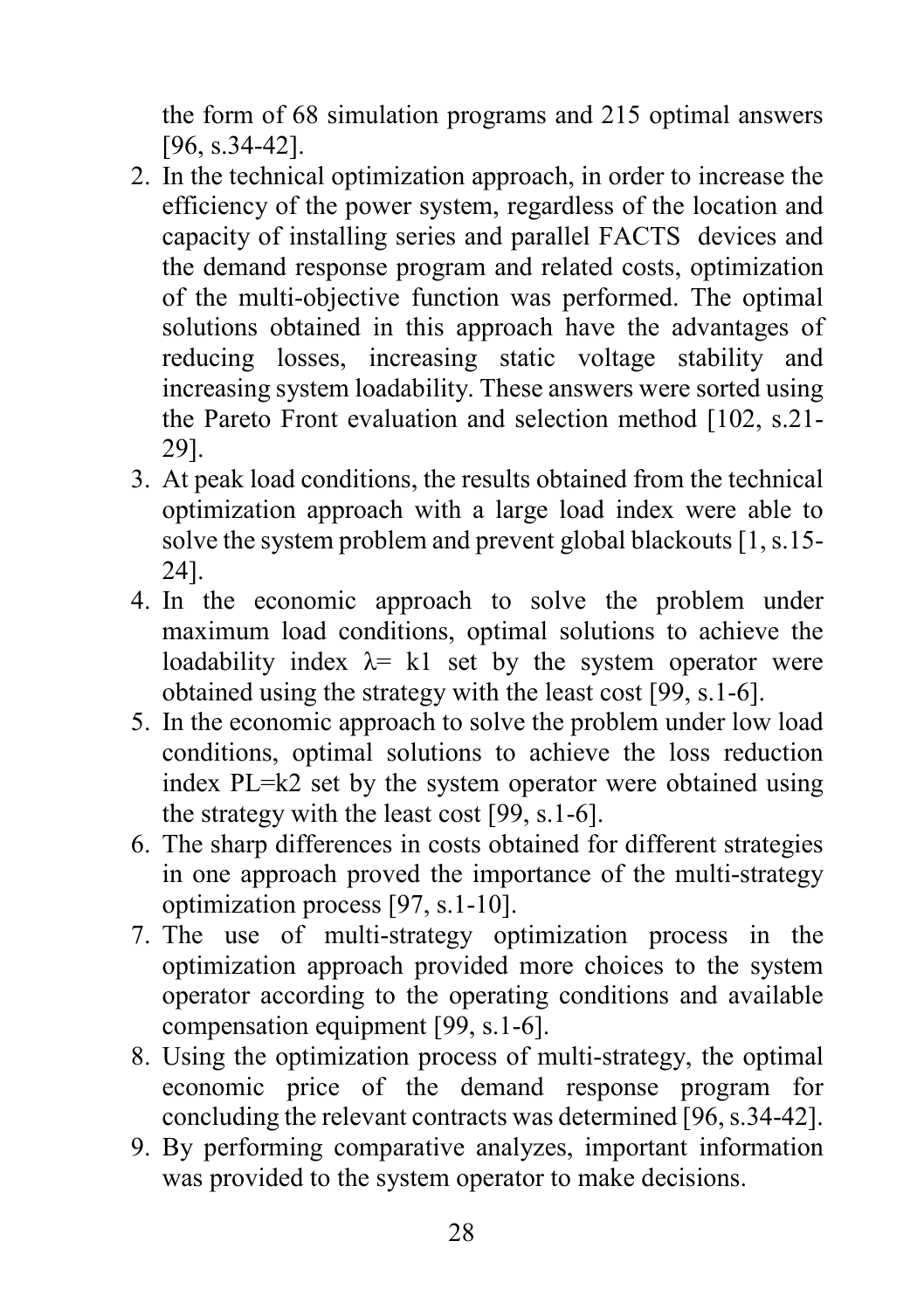the form of 68 simulation programs and 215 optimal answers [96, s.34-42].

2. In the technical optimization approach, in order to increase the efficiency of the power system, regardless of the location and capacity of installing series and parallel FACTS devices and the demand response program and related costs, optimization of the multi-objective function was performed. The optimal solutions obtained in this approach have the advantages of reducing losses, increasing static voltage stability and increasing system loadability. These answers were sorted using the Pareto Front evaluation and selection method [102, s.21-29].
3. At peak load conditions, the results obtained from the technical optimization approach with a large load index were able to solve the system problem and prevent global blackouts [1, s.15-24].
4. In the economic approach to solve the problem under maximum load conditions, optimal solutions to achieve the loadability index $\lambda = k1$ set by the system operator were obtained using the strategy with the least cost [99, s.1-6].
5. In the economic approach to solve the problem under low load conditions, optimal solutions to achieve the loss reduction index $PL = k2$ set by the system operator were obtained using the strategy with the least cost [99, s.1-6].
6. The sharp differences in costs obtained for different strategies in one approach proved the importance of the multi-strategy optimization process [97, s.1-10].
7. The use of multi-strategy optimization process in the optimization approach provided more choices to the system operator according to the operating conditions and available compensation equipment [99, s.1-6].
8. Using the optimization process of multi-strategy, the optimal economic price of the demand response program for concluding the relevant contracts was determined [96, s.34-42].
9. By performing comparative analyzes, important information was provided to the system operator to make decisions.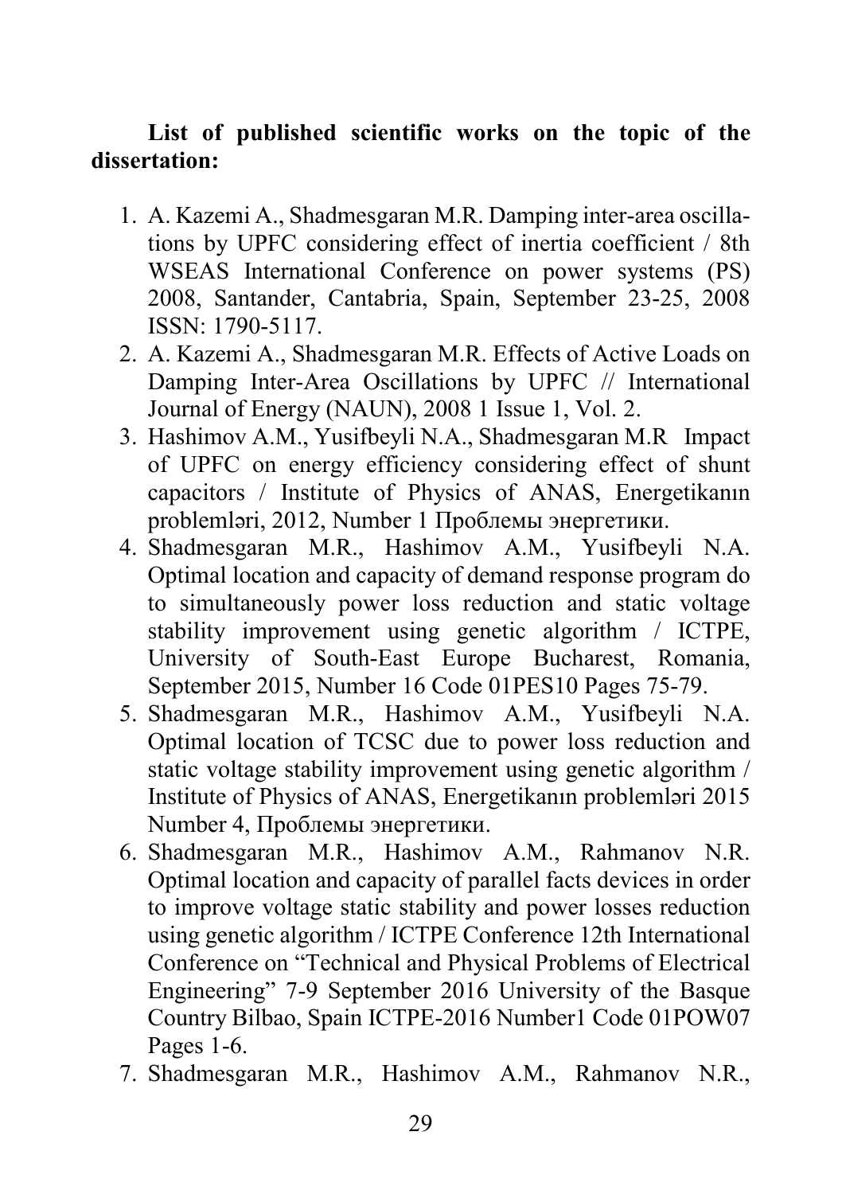**List of published scientific works on the topic of the dissertation:**

1. A. Kazemi A., Shadmesgaran M.R. Damping inter-area oscillations by UPFC considering effect of inertia coefficient / 8th WSEAS International Conference on power systems (PS) 2008, Santander, Cantabria, Spain, September 23-25, 2008 ISSN: 1790-5117.
2. A. Kazemi A., Shadmesgaran M.R. Effects of Active Loads on Damping Inter-Area Oscillations by UPFC // International Journal of Energy (NAUN), 2008 1 Issue 1, Vol. 2.
3. Hashimov A.M., Yusifbeyli N.A., Shadmesgaran M.R  Impact of UPFC on energy efficiency considering effect of shunt capacitors / Institute of Physics of ANAS, Energetikanın problemləri, 2012, Number 1 Проблемы энергетики.
4. Shadmesgaran M.R., Hashimov A.M., Yusifbeyli N.A. Optimal location and capacity of demand response program do to simultaneously power loss reduction and static voltage stability improvement using genetic algorithm / ICTPE, University of South-East Europe Bucharest, Romania, September 2015, Number 16 Code 01PES10 Pages 75-79.
5. Shadmesgaran M.R., Hashimov A.M., Yusifbeyli N.A. Optimal location of TCSC due to power loss reduction and static voltage stability improvement using genetic algorithm / Institute of Physics of ANAS, Energetikanın problemləri 2015 Number 4, Проблемы энергетики.
6. Shadmesgaran M.R., Hashimov A.M., Rahmanov N.R. Optimal location and capacity of parallel facts devices in order to improve voltage static stability and power losses reduction using genetic algorithm / ICTPE Conference 12th International Conference on "Technical and Physical Problems of Electrical Engineering" 7-9 September 2016 University of the Basque Country Bilbao, Spain ICTPE-2016 Number1 Code 01POW07 Pages 1-6.
7. Shadmesgaran M.R., Hashimov A.M., Rahmanov N.R.,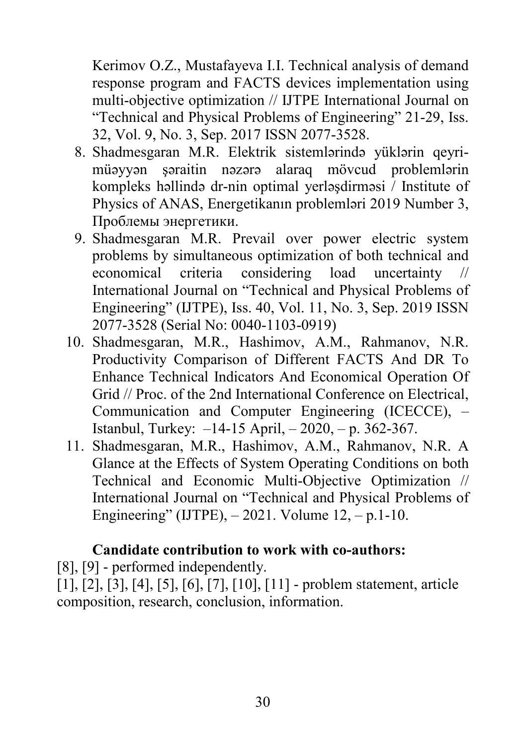Kerimov O.Z., Mustafayeva I.I. Technical analysis of demand response program and FACTS devices implementation using multi-objective optimization // IJTPE International Journal on "Technical and Physical Problems of Engineering" 21-29, Iss. 32, Vol. 9, No. 3, Sep. 2017 ISSN 2077-3528.

8. Shadmesgaran M.R. Elektrik sistemlərində yüklərin qeyri-müəyyən şəraitin nəzərə alaraq mövcud problemlərin kompleks həllində dr-nin optimal yerləşdirməsi / Institute of Physics of ANAS, Energetikanın problemləri 2019 Number 3, Проблемы энергетики.
9. Shadmesgaran M.R. Prevail over power electric system problems by simultaneous optimization of both technical and economical criteria considering load uncertainty // International Journal on "Technical and Physical Problems of Engineering" (IJTPE), Iss. 40, Vol. 11, No. 3, Sep. 2019 ISSN 2077-3528 (Serial No: 0040-1103-0919)
10. Shadmesgaran, M.R., Hashimov, A.M., Rahmanov, N.R. Productivity Comparison of Different FACTS And DR To Enhance Technical Indicators And Economical Operation Of Grid // Proc. of the 2nd International Conference on Electrical, Communication and Computer Engineering (ICECCE), – Istanbul, Turkey: –14-15 April, – 2020, – p. 362-367.
11. Shadmesgaran, M.R., Hashimov, A.M., Rahmanov, N.R. A Glance at the Effects of System Operating Conditions on both Technical and Economic Multi-Objective Optimization // International Journal on "Technical and Physical Problems of Engineering" (IJTPE), – 2021. Volume 12, – p.1-10.

**Candidate contribution to work with co-authors:**

[8], [9] - performed independently.

[1], [2], [3], [4], [5], [6], [7], [10], [11] - problem statement, article composition, research, conclusion, information.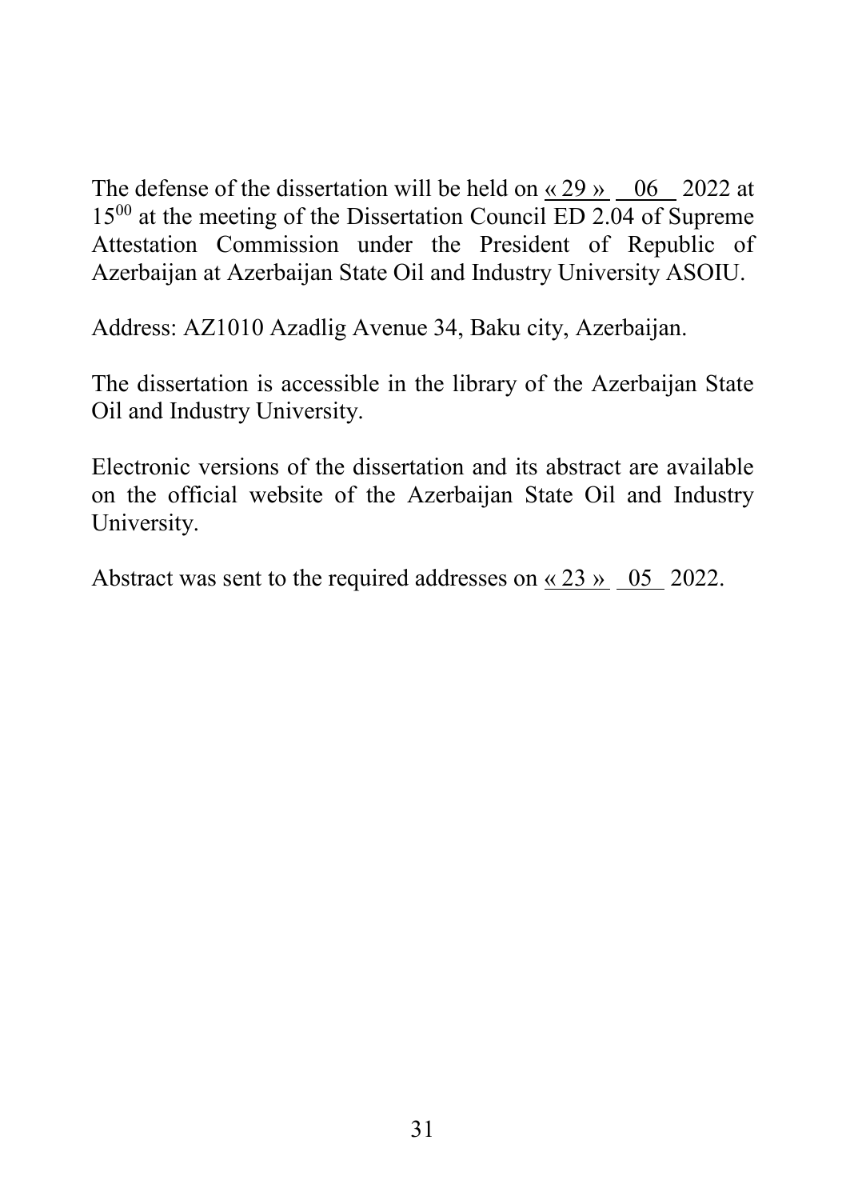The defense of the dissertation will be held on « 29 » 06 2022 at $15^{00}$ at the meeting of the Dissertation Council ED 2.04 of Supreme Attestation Commission under the President of Republic of Azerbaijan at Azerbaijan State Oil and Industry University ASOIU.

Address: AZ1010 Azadlig Avenue 34, Baku city, Azerbaijan.

The dissertation is accessible in the library of the Azerbaijan State Oil and Industry University.

Electronic versions of the dissertation and its abstract are available on the official website of the Azerbaijan State Oil and Industry University.

Abstract was sent to the required addresses on « 23 » 05 2022.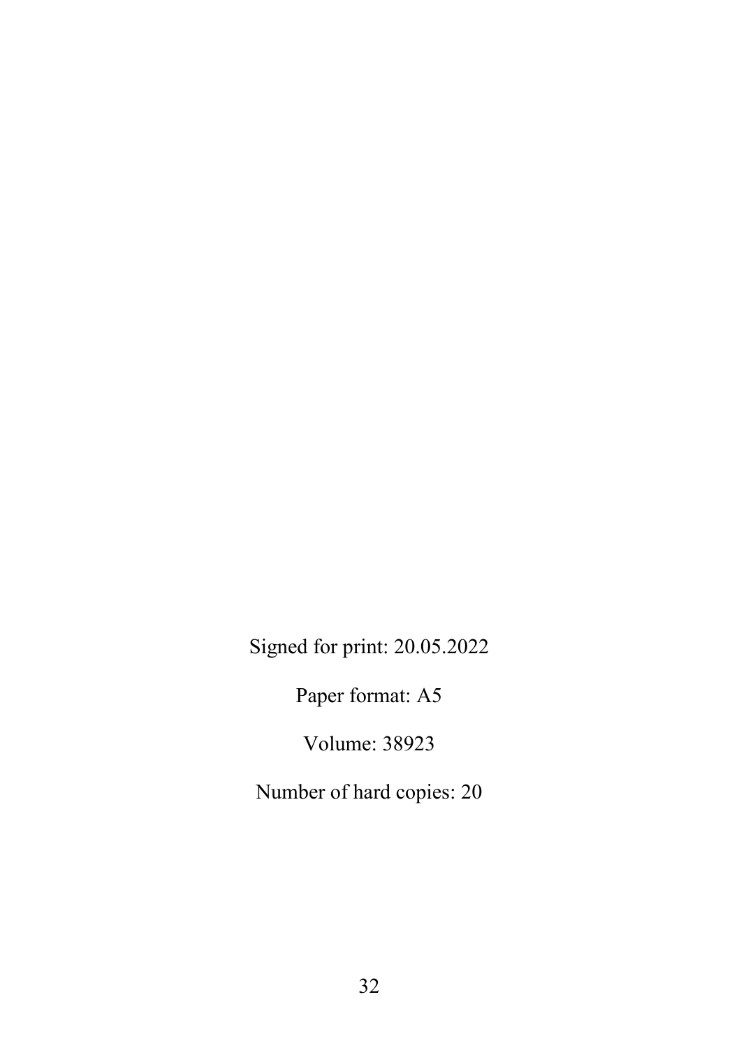Signed for print: 20.05.2022

Paper format: A5

Volume: 38923

Number of hard copies: 20